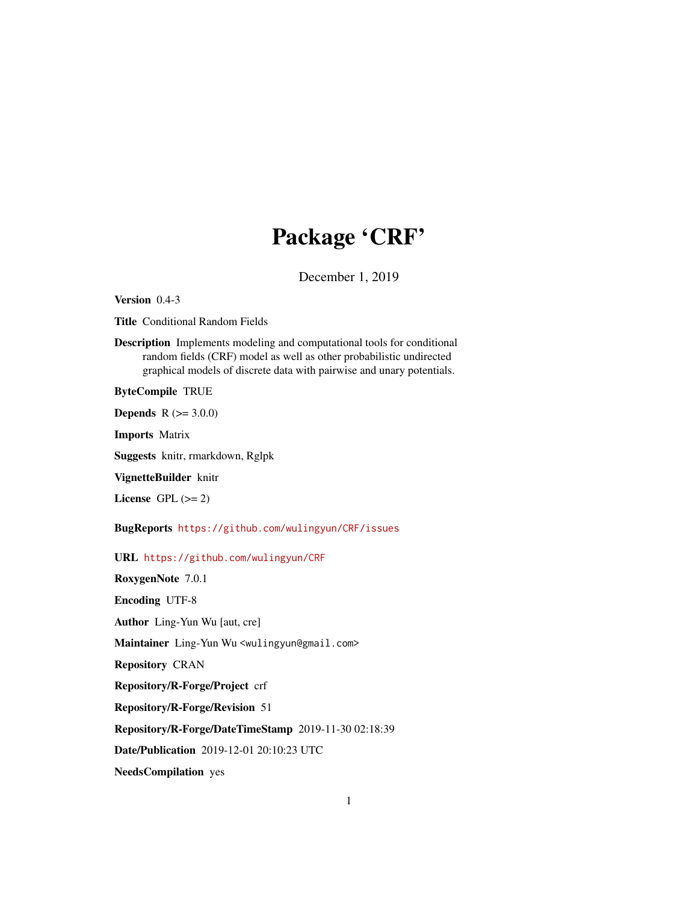# Package 'CRF'

December 1, 2019

**Version** 0.4-3

**Title** Conditional Random Fields

**Description** Implements modeling and computational tools for conditional random fields (CRF) model as well as other probabilistic undirected graphical models of discrete data with pairwise and unary potentials.

**ByteCompile** TRUE

**Depends** R (>= 3.0.0)

**Imports** Matrix

**Suggests** knitr, rmarkdown, Rglpk

**VignetteBuilder** knitr

**License** GPL (>= 2)

**BugReports** https://github.com/wulingyun/CRF/issues

**URL** https://github.com/wulingyun/CRF

**RoxygenNote** 7.0.1

**Encoding** UTF-8

**Author** Ling-Yun Wu [aut, cre]

**Maintainer** Ling-Yun Wu <wulingyun@gmail.com>

**Repository** CRAN

**Repository/R-Forge/Project** crf

**Repository/R-Forge/Revision** 51

**Repository/R-Forge/DateTimeStamp** 2019-11-30 02:18:39

**Date/Publication** 2019-12-01 20:10:23 UTC

**NeedsCompilation** yes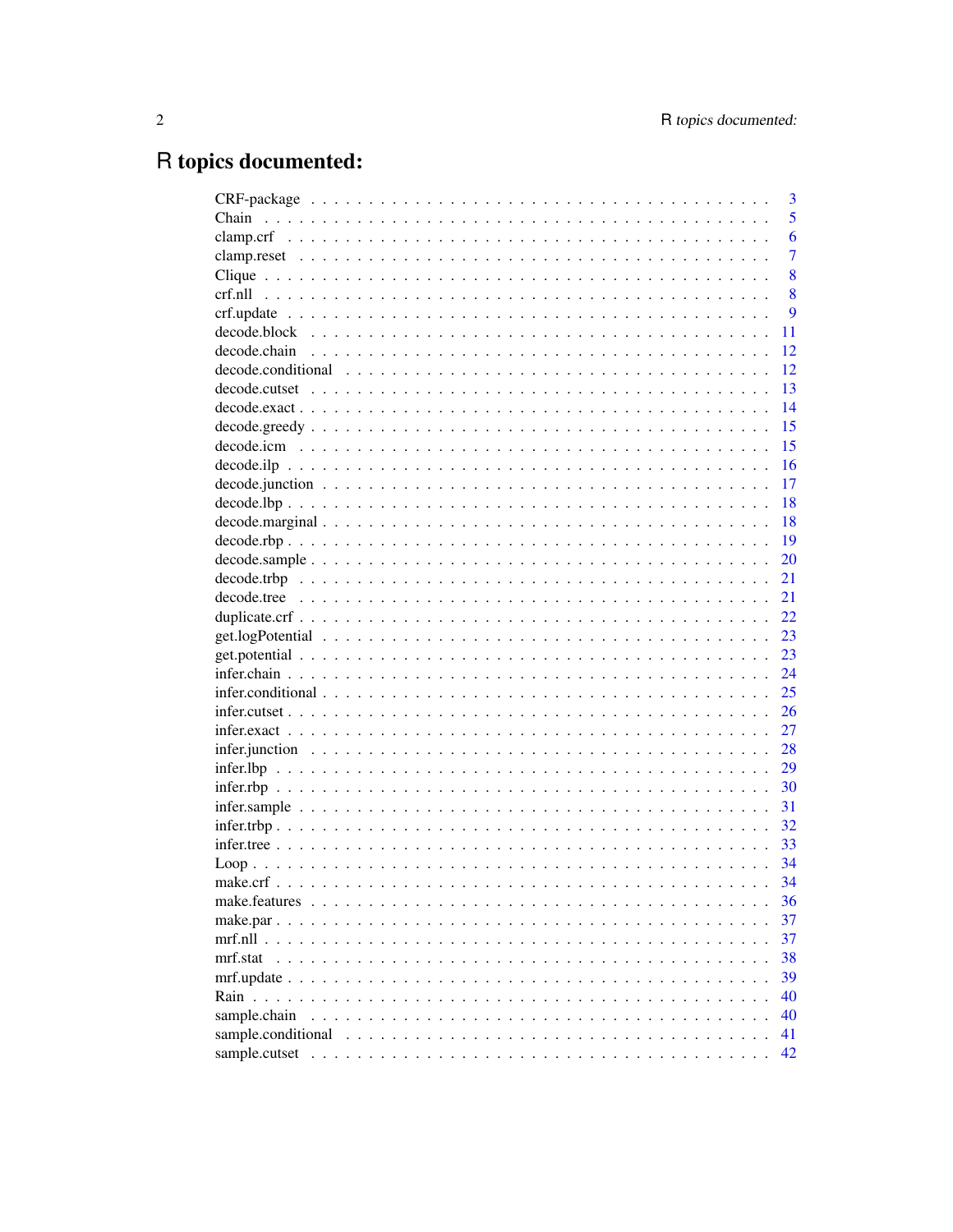# R topics documented:

| | |
|---|---|
| CRF-package | 3 |
| Chain | 5 |
| clamp.crf | 6 |
| clamp.reset | 7 |
| Clique | 8 |
| crf.nll | 8 |
| crf.update | 9 |
| decode.block | 11 |
| decode.chain | 12 |
| decode.conditional | 12 |
| decode.cutset | 13 |
| decode.exact | 14 |
| decode.greedy | 15 |
| decode.icm | 15 |
| decode.ilp | 16 |
| decode.junction | 17 |
| decode.lbp | 18 |
| decode.marginal | 18 |
| decode.rbp | 19 |
| decode.sample | 20 |
| decode.trbp | 21 |
| decode.tree | 21 |
| duplicate.crf | 22 |
| get.logPotential | 23 |
| get.potential | 23 |
| infer.chain | 24 |
| infer.conditional | 25 |
| infer.cutset | 26 |
| infer.exact | 27 |
| infer.junction | 28 |
| infer.lbp | 29 |
| infer.rbp | 30 |
| infer.sample | 31 |
| infer.trbp | 32 |
| infer.tree | 33 |
| Loop | 34 |
| make.crf | 34 |
| make.features | 36 |
| make.par | 37 |
| mrf.nll | 37 |
| mrf.stat | 38 |
| mrf.update | 39 |
| Rain | 40 |
| sample.chain | 40 |
| sample.conditional | 41 |
| sample.cutset | 42 |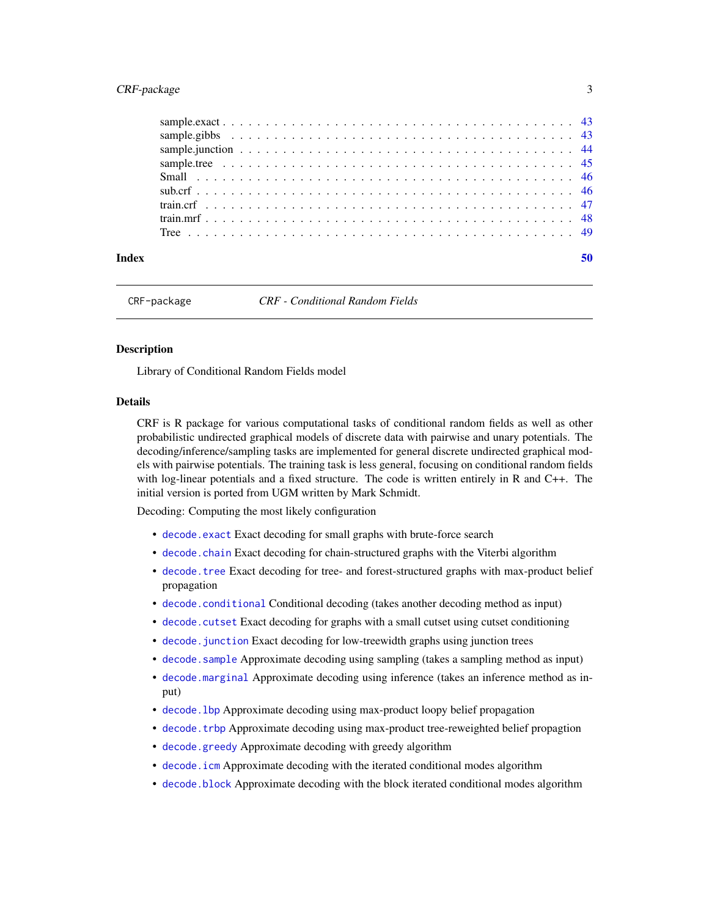sample.exact . . . . . . . . . . . . . . . . . . . . . . . . . . . . . . . . . . . . . . 43
sample.gibbs . . . . . . . . . . . . . . . . . . . . . . . . . . . . . . . . . . . . . . 43
sample.junction . . . . . . . . . . . . . . . . . . . . . . . . . . . . . . . . . . . . 44
sample.tree . . . . . . . . . . . . . . . . . . . . . . . . . . . . . . . . . . . . . . 45
Small . . . . . . . . . . . . . . . . . . . . . . . . . . . . . . . . . . . . . . . . . 46
sub.crf . . . . . . . . . . . . . . . . . . . . . . . . . . . . . . . . . . . . . . . . 46
train.crf . . . . . . . . . . . . . . . . . . . . . . . . . . . . . . . . . . . . . . . 47
train.mrf . . . . . . . . . . . . . . . . . . . . . . . . . . . . . . . . . . . . . . . 48
Tree . . . . . . . . . . . . . . . . . . . . . . . . . . . . . . . . . . . . . . . . . . 49

**Index** **50**

---

`CRF-package` *CRF - Conditional Random Fields*

---

## Description

Library of Conditional Random Fields model

## Details

CRF is R package for various computational tasks of conditional random fields as well as other probabilistic undirected graphical models of discrete data with pairwise and unary potentials. The decoding/inference/sampling tasks are implemented for general discrete undirected graphical models with pairwise potentials. The training task is less general, focusing on conditional random fields with log-linear potentials and a fixed structure. The code is written entirely in R and C++. The initial version is ported from UGM written by Mark Schmidt.

Decoding: Computing the most likely configuration

- `decode.exact` Exact decoding for small graphs with brute-force search
- `decode.chain` Exact decoding for chain-structured graphs with the Viterbi algorithm
- `decode.tree` Exact decoding for tree- and forest-structured graphs with max-product belief propagation
- `decode.conditional` Conditional decoding (takes another decoding method as input)
- `decode.cutset` Exact decoding for graphs with a small cutset using cutset conditioning
- `decode.junction` Exact decoding for low-treewidth graphs using junction trees
- `decode.sample` Approximate decoding using sampling (takes a sampling method as input)
- `decode.marginal` Approximate decoding using inference (takes an inference method as input)
- `decode.lbp` Approximate decoding using max-product loopy belief propagation
- `decode.trbp` Approximate decoding using max-product tree-reweighted belief propagtion
- `decode.greedy` Approximate decoding with greedy algorithm
- `decode.icm` Approximate decoding with the iterated conditional modes algorithm
- `decode.block` Approximate decoding with the block iterated conditional modes algorithm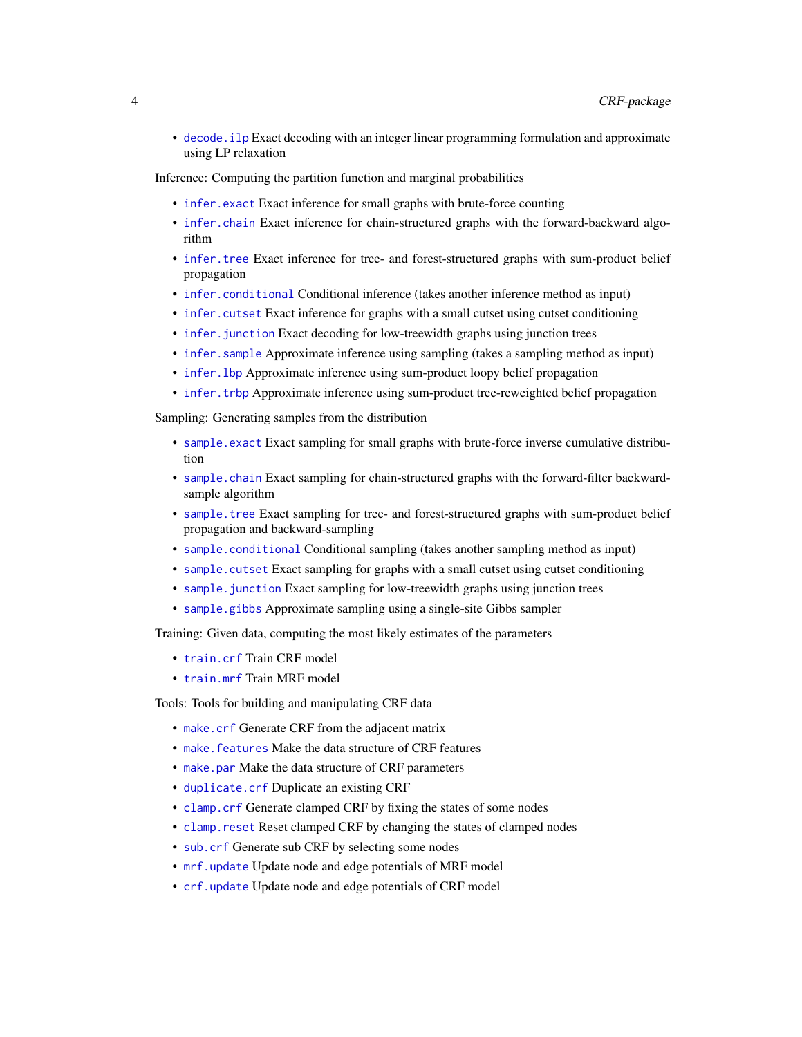- `decode.ilp` Exact decoding with an integer linear programming formulation and approximate using LP relaxation

Inference: Computing the partition function and marginal probabilities

- `infer.exact` Exact inference for small graphs with brute-force counting
- `infer.chain` Exact inference for chain-structured graphs with the forward-backward algorithm
- `infer.tree` Exact inference for tree- and forest-structured graphs with sum-product belief propagation
- `infer.conditional` Conditional inference (takes another inference method as input)
- `infer.cutset` Exact inference for graphs with a small cutset using cutset conditioning
- `infer.junction` Exact decoding for low-treewidth graphs using junction trees
- `infer.sample` Approximate inference using sampling (takes a sampling method as input)
- `infer.lbp` Approximate inference using sum-product loopy belief propagation
- `infer.trbp` Approximate inference using sum-product tree-reweighted belief propagation

Sampling: Generating samples from the distribution

- `sample.exact` Exact sampling for small graphs with brute-force inverse cumulative distribution
- `sample.chain` Exact sampling for chain-structured graphs with the forward-filter backward-sample algorithm
- `sample.tree` Exact sampling for tree- and forest-structured graphs with sum-product belief propagation and backward-sampling
- `sample.conditional` Conditional sampling (takes another sampling method as input)
- `sample.cutset` Exact sampling for graphs with a small cutset using cutset conditioning
- `sample.junction` Exact sampling for low-treewidth graphs using junction trees
- `sample.gibbs` Approximate sampling using a single-site Gibbs sampler

Training: Given data, computing the most likely estimates of the parameters

- `train.crf` Train CRF model
- `train.mrf` Train MRF model

Tools: Tools for building and manipulating CRF data

- `make.crf` Generate CRF from the adjacent matrix
- `make.features` Make the data structure of CRF features
- `make.par` Make the data structure of CRF parameters
- `duplicate.crf` Duplicate an existing CRF
- `clamp.crf` Generate clamped CRF by fixing the states of some nodes
- `clamp.reset` Reset clamped CRF by changing the states of clamped nodes
- `sub.crf` Generate sub CRF by selecting some nodes
- `mrf.update` Update node and edge potentials of MRF model
- `crf.update` Update node and edge potentials of CRF model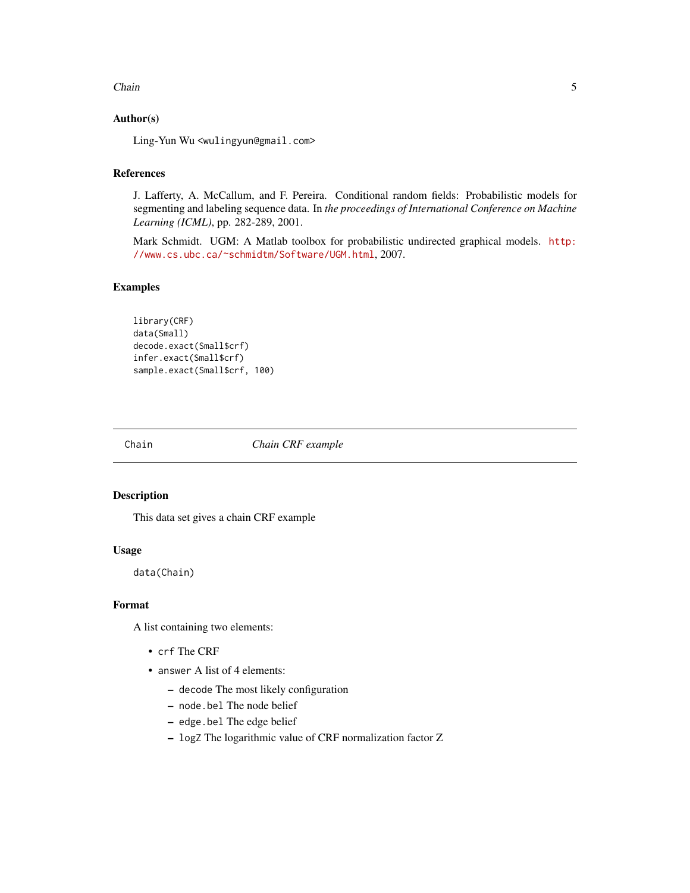### Author(s)

Ling-Yun Wu <wulingyun@gmail.com>

### References

J. Lafferty, A. McCallum, and F. Pereira. Conditional random fields: Probabilistic models for segmenting and labeling sequence data. In *the proceedings of International Conference on Machine Learning (ICML)*, pp. 282-289, 2001.

Mark Schmidt. UGM: A Matlab toolbox for probabilistic undirected graphical models. http://www.cs.ubc.ca/~schmidtm/Software/UGM.html, 2007.

### Examples

```
library(CRF)
data(Small)
decode.exact(Small$crf)
infer.exact(Small$crf)
sample.exact(Small$crf, 100)
```

---

## Chain — *Chain CRF example*

---

### Description

This data set gives a chain CRF example

### Usage

```
data(Chain)
```

### Format

A list containing two elements:

- `crf` The CRF
- `answer` A list of 4 elements:
  - `decode` The most likely configuration
  - `node.bel` The node belief
  - `edge.bel` The edge belief
  - `logZ` The logarithmic value of CRF normalization factor Z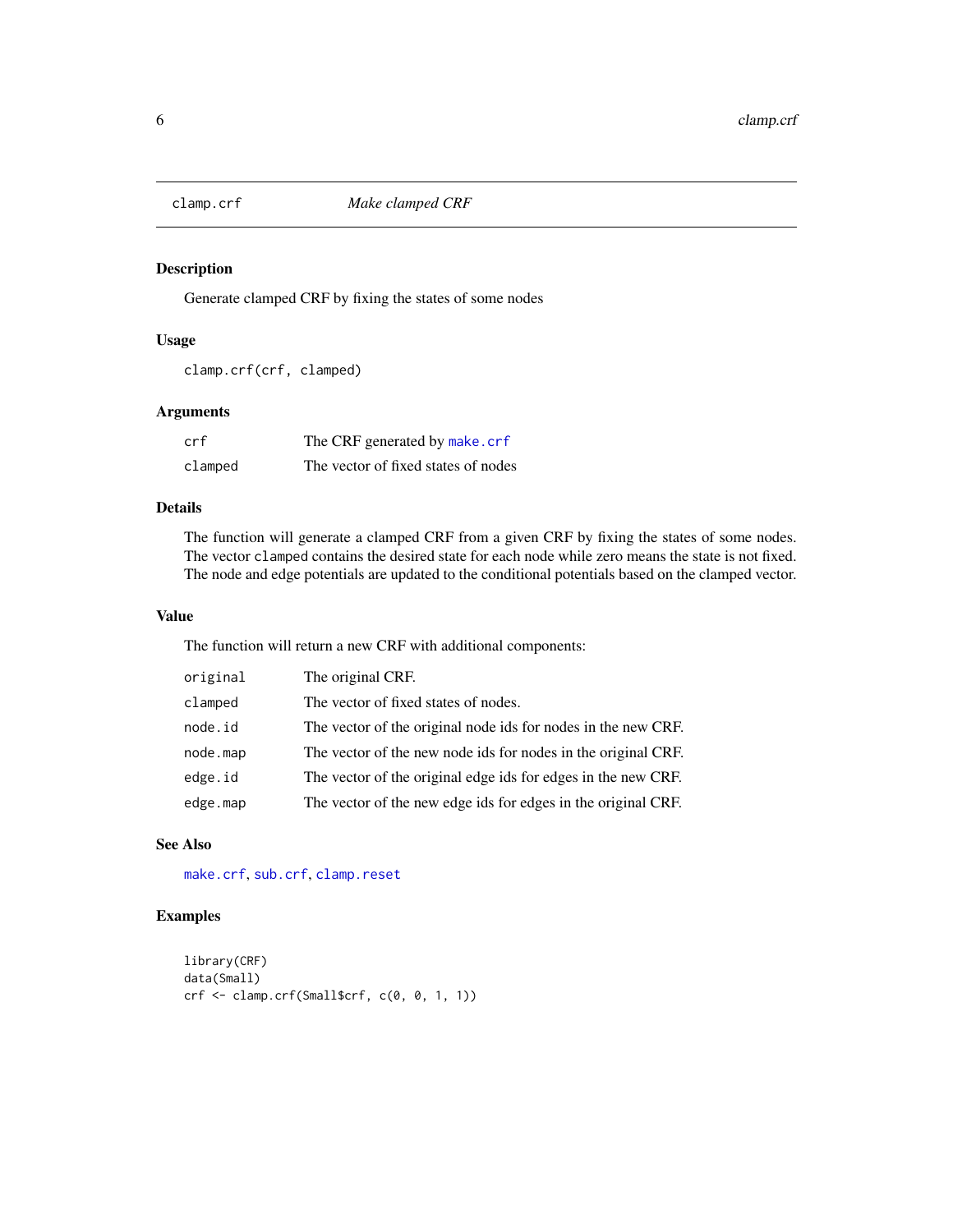`clamp.crf` *Make clamped CRF*

## Description

Generate clamped CRF by fixing the states of some nodes

## Usage

```
clamp.crf(crf, clamped)
```

## Arguments

| | |
|---|---|
| `crf` | The CRF generated by `make.crf` |
| `clamped` | The vector of fixed states of nodes |

## Details

The function will generate a clamped CRF from a given CRF by fixing the states of some nodes. The vector `clamped` contains the desired state for each node while zero means the state is not fixed. The node and edge potentials are updated to the conditional potentials based on the clamped vector.

## Value

The function will return a new CRF with additional components:

| | |
|---|---|
| `original` | The original CRF. |
| `clamped` | The vector of fixed states of nodes. |
| `node.id` | The vector of the original node ids for nodes in the new CRF. |
| `node.map` | The vector of the new node ids for nodes in the original CRF. |
| `edge.id` | The vector of the original edge ids for edges in the new CRF. |
| `edge.map` | The vector of the new edge ids for edges in the original CRF. |

## See Also

`make.crf`, `sub.crf`, `clamp.reset`

## Examples

```
library(CRF)
data(Small)
crf <- clamp.crf(Small$crf, c(0, 0, 1, 1))
```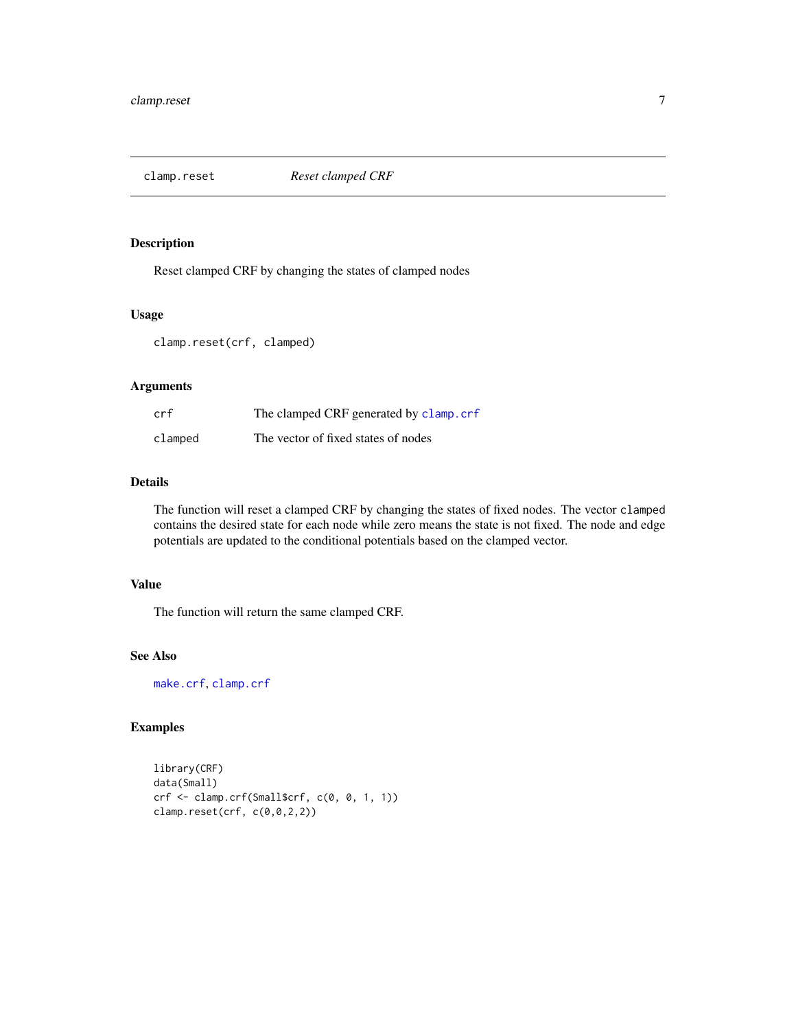# clamp.reset — *Reset clamped CRF*

## Description

Reset clamped CRF by changing the states of clamped nodes

## Usage

```
clamp.reset(crf, clamped)
```

## Arguments

| | |
|---|---|
| `crf` | The clamped CRF generated by `clamp.crf` |
| `clamped` | The vector of fixed states of nodes |

## Details

The function will reset a clamped CRF by changing the states of fixed nodes. The vector `clamped` contains the desired state for each node while zero means the state is not fixed. The node and edge potentials are updated to the conditional potentials based on the clamped vector.

## Value

The function will return the same clamped CRF.

## See Also

`make.crf`, `clamp.crf`

## Examples

```
library(CRF)
data(Small)
crf <- clamp.crf(Small$crf, c(0, 0, 1, 1))
clamp.reset(crf, c(0,0,2,2))
```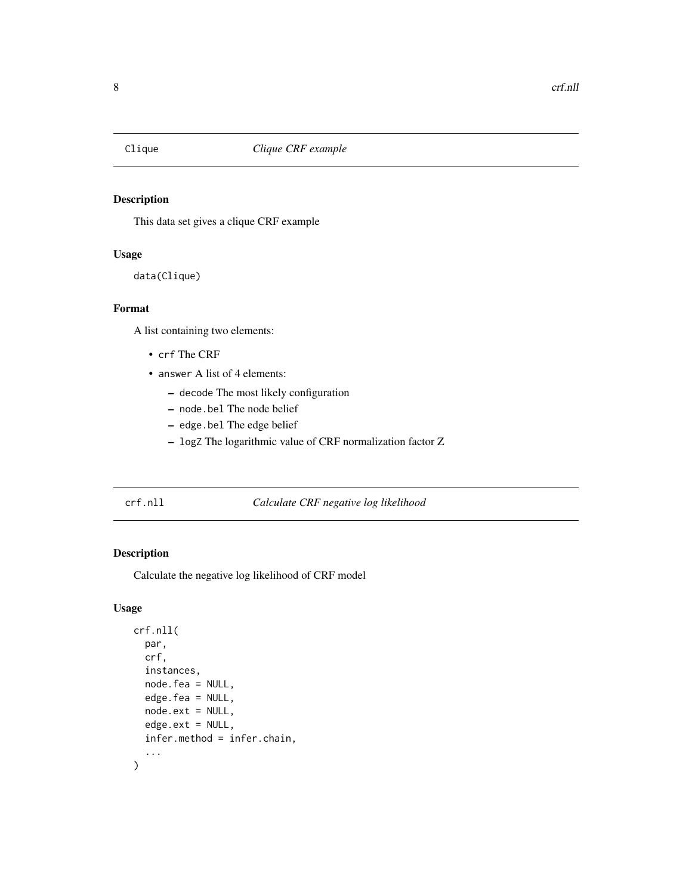## Clique — *Clique CRF example*

### Description

This data set gives a clique CRF example

### Usage

```
data(Clique)
```

### Format

A list containing two elements:

- `crf` The CRF
- `answer` A list of 4 elements:
  - `decode` The most likely configuration
  - `node.bel` The node belief
  - `edge.bel` The edge belief
  - `logZ` The logarithmic value of CRF normalization factor Z

## crf.nll — *Calculate CRF negative log likelihood*

### Description

Calculate the negative log likelihood of CRF model

### Usage

```
crf.nll(
  par,
  crf,
  instances,
  node.fea = NULL,
  edge.fea = NULL,
  node.ext = NULL,
  edge.ext = NULL,
  infer.method = infer.chain,
  ...
)
```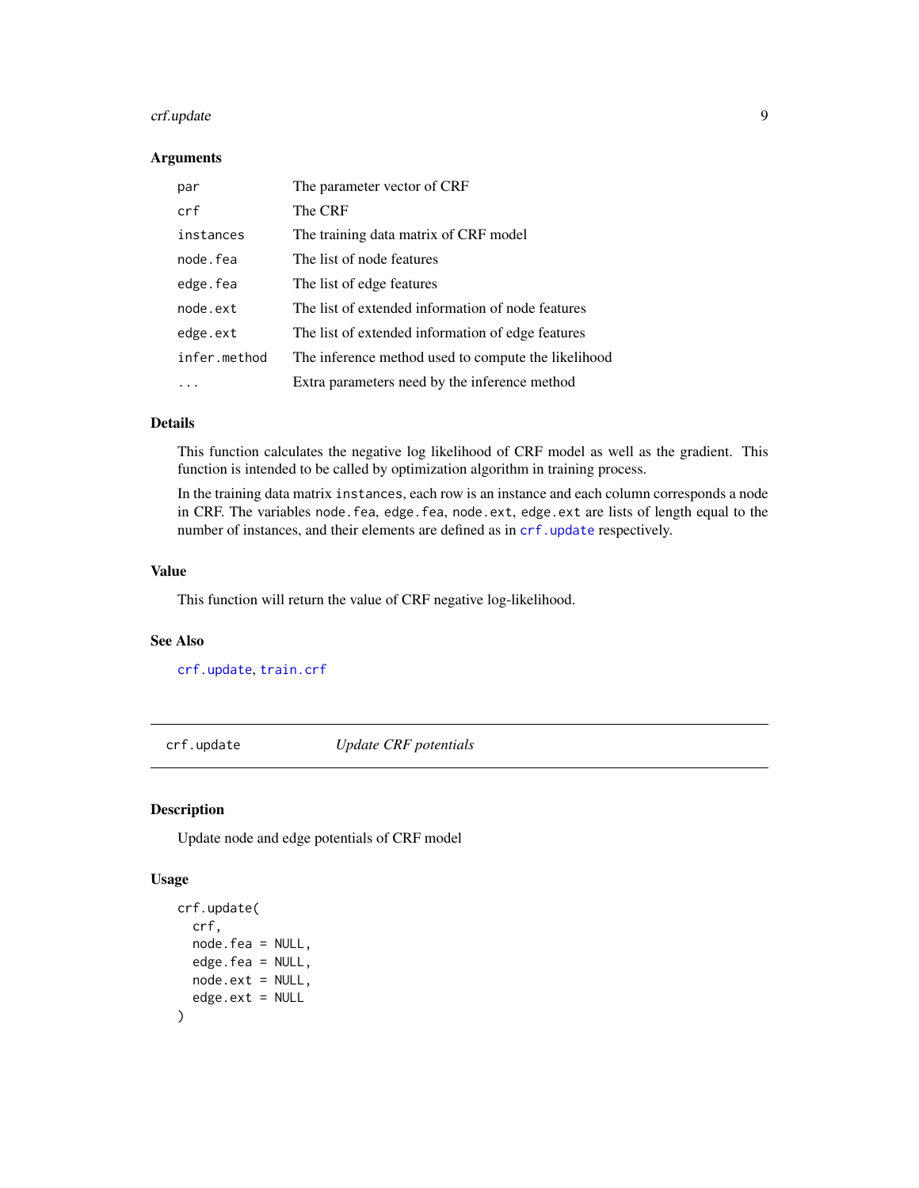### Arguments

| | |
|---|---|
| `par` | The parameter vector of CRF |
| `crf` | The CRF |
| `instances` | The training data matrix of CRF model |
| `node.fea` | The list of node features |
| `edge.fea` | The list of edge features |
| `node.ext` | The list of extended information of node features |
| `edge.ext` | The list of extended information of edge features |
| `infer.method` | The inference method used to compute the likelihood |
| `...` | Extra parameters need by the inference method |

### Details

This function calculates the negative log likelihood of CRF model as well as the gradient. This function is intended to be called by optimization algorithm in training process.

In the training data matrix `instances`, each row is an instance and each column corresponds a node in CRF. The variables `node.fea`, `edge.fea`, `node.ext`, `edge.ext` are lists of length equal to the number of instances, and their elements are defined as in `crf.update` respectively.

### Value

This function will return the value of CRF negative log-likelihood.

### See Also

`crf.update`, `train.crf`

---

## crf.update — *Update CRF potentials*

### Description

Update node and edge potentials of CRF model

### Usage

```
crf.update(
  crf,
  node.fea = NULL,
  edge.fea = NULL,
  node.ext = NULL,
  edge.ext = NULL
)
```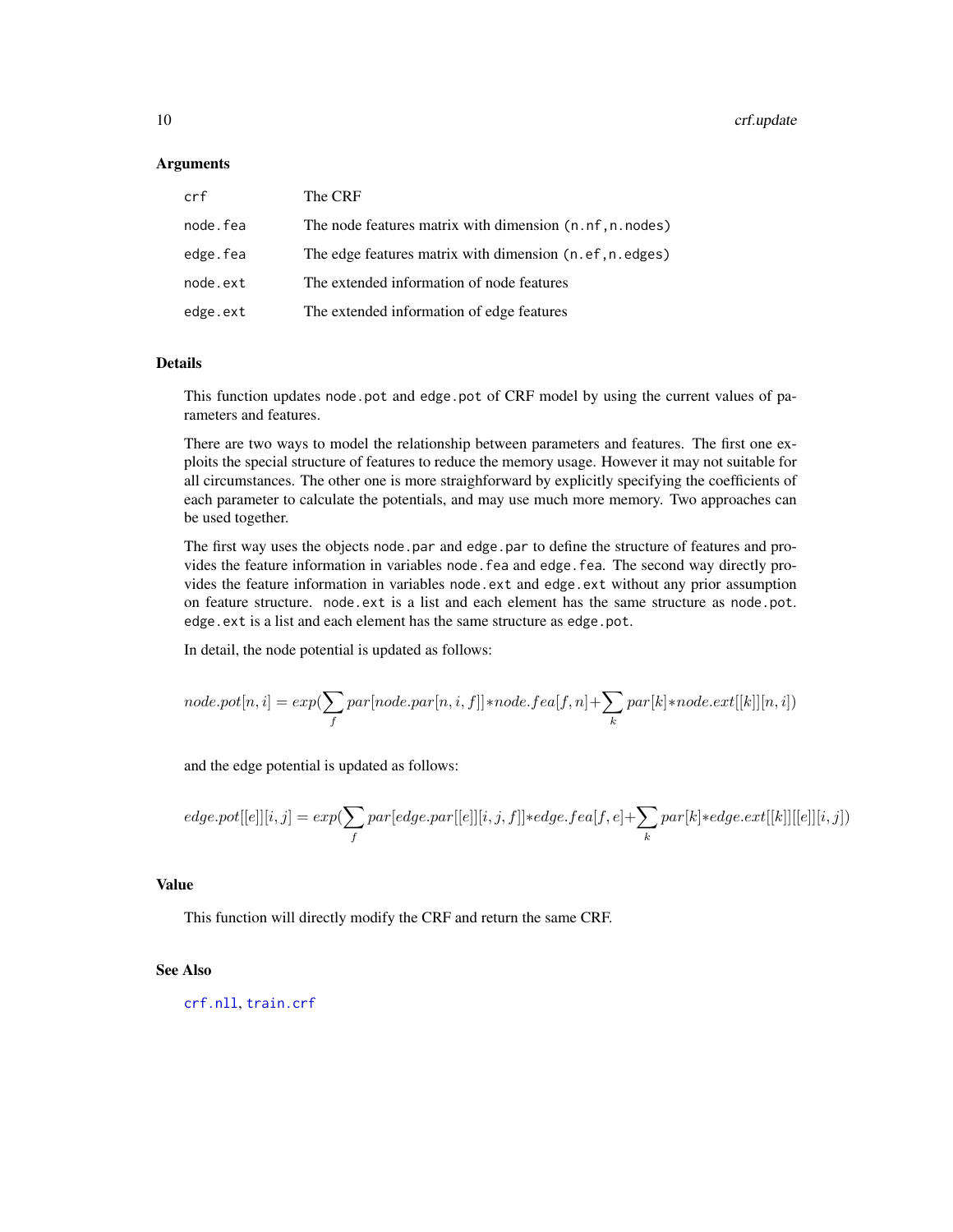### Arguments

| | |
|---|---|
| `crf` | The CRF |
| `node.fea` | The node features matrix with dimension (`n.nf`,`n.nodes`) |
| `edge.fea` | The edge features matrix with dimension (`n.ef`,`n.edges`) |
| `node.ext` | The extended information of node features |
| `edge.ext` | The extended information of edge features |

### Details

This function updates `node.pot` and `edge.pot` of CRF model by using the current values of parameters and features.

There are two ways to model the relationship between parameters and features. The first one exploits the special structure of features to reduce the memory usage. However it may not suitable for all circumstances. The other one is more straighforward by explicitly specifying the coefficients of each parameter to calculate the potentials, and may use much more memory. Two approaches can be used together.

The first way uses the objects `node.par` and `edge.par` to define the structure of features and provides the feature information in variables `node.fea` and `edge.fea`. The second way directly provides the feature information in variables `node.ext` and `edge.ext` without any prior assumption on feature structure. `node.ext` is a list and each element has the same structure as `node.pot`. `edge.ext` is a list and each element has the same structure as `edge.pot`.

In detail, the node potential is updated as follows:

$$node.pot[n, i] = exp(\sum_f par[node.par[n, i, f]] * node.fea[f, n] + \sum_k par[k] * node.ext[[k]][n, i])$$

and the edge potential is updated as follows:

$$edge.pot[[e]][i, j] = exp(\sum_f par[edge.par[[e]][i, j, f]] * edge.fea[f, e] + \sum_k par[k] * edge.ext[[k]][[e]][i, j])$$

### Value

This function will directly modify the CRF and return the same CRF.

### See Also

`crf.nll`, `train.crf`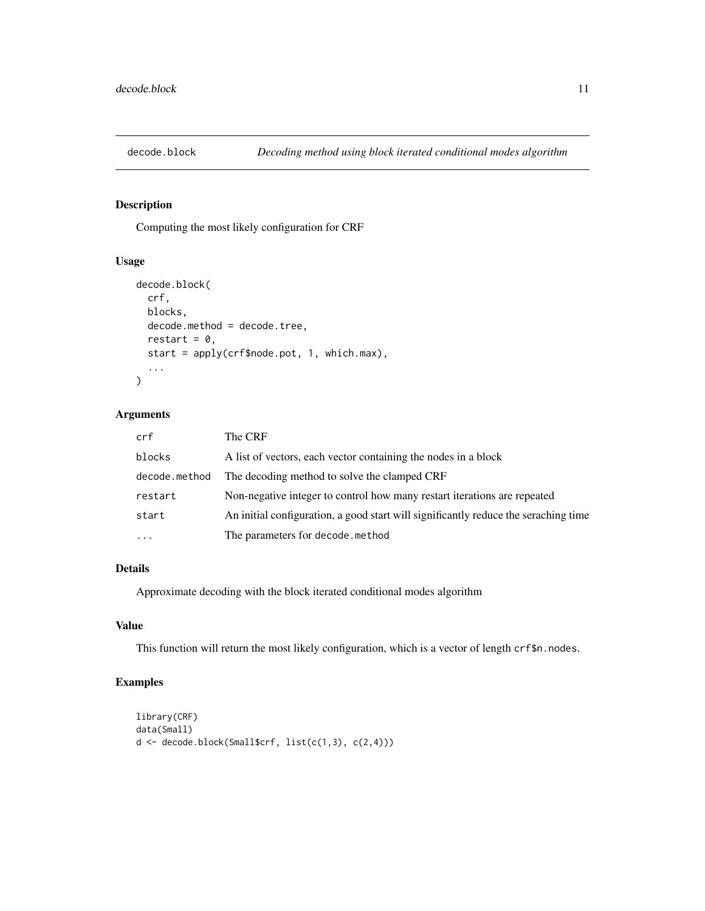# decode.block    *Decoding method using block iterated conditional modes algorithm*

## Description

Computing the most likely configuration for CRF

## Usage

```
decode.block(
  crf,
  blocks,
  decode.method = decode.tree,
  restart = 0,
  start = apply(crf$node.pot, 1, which.max),
  ...
)
```

## Arguments

| | |
|---|---|
| `crf` | The CRF |
| `blocks` | A list of vectors, each vector containing the nodes in a block |
| `decode.method` | The decoding method to solve the clamped CRF |
| `restart` | Non-negative integer to control how many restart iterations are repeated |
| `start` | An initial configuration, a good start will significantly reduce the seraching time |
| `...` | The parameters for `decode.method` |

## Details

Approximate decoding with the block iterated conditional modes algorithm

## Value

This function will return the most likely configuration, which is a vector of length `crf$n.nodes`.

## Examples

```
library(CRF)
data(Small)
d <- decode.block(Small$crf, list(c(1,3), c(2,4)))
```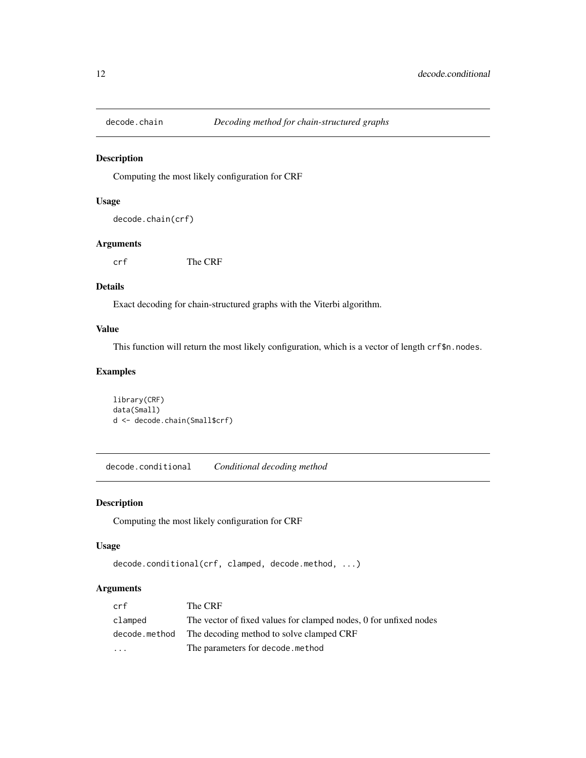## decode.chain — *Decoding method for chain-structured graphs*

### Description

Computing the most likely configuration for CRF

### Usage

```
decode.chain(crf)
```

### Arguments

| | |
|---|---|
| crf | The CRF |

### Details

Exact decoding for chain-structured graphs with the Viterbi algorithm.

### Value

This function will return the most likely configuration, which is a vector of length `crf$n.nodes`.

### Examples

```
library(CRF)
data(Small)
d <- decode.chain(Small$crf)
```

## decode.conditional — *Conditional decoding method*

### Description

Computing the most likely configuration for CRF

### Usage

```
decode.conditional(crf, clamped, decode.method, ...)
```

### Arguments

| | |
|---|---|
| crf | The CRF |
| clamped | The vector of fixed values for clamped nodes, 0 for unfixed nodes |
| decode.method | The decoding method to solve clamped CRF |
| ... | The parameters for `decode.method` |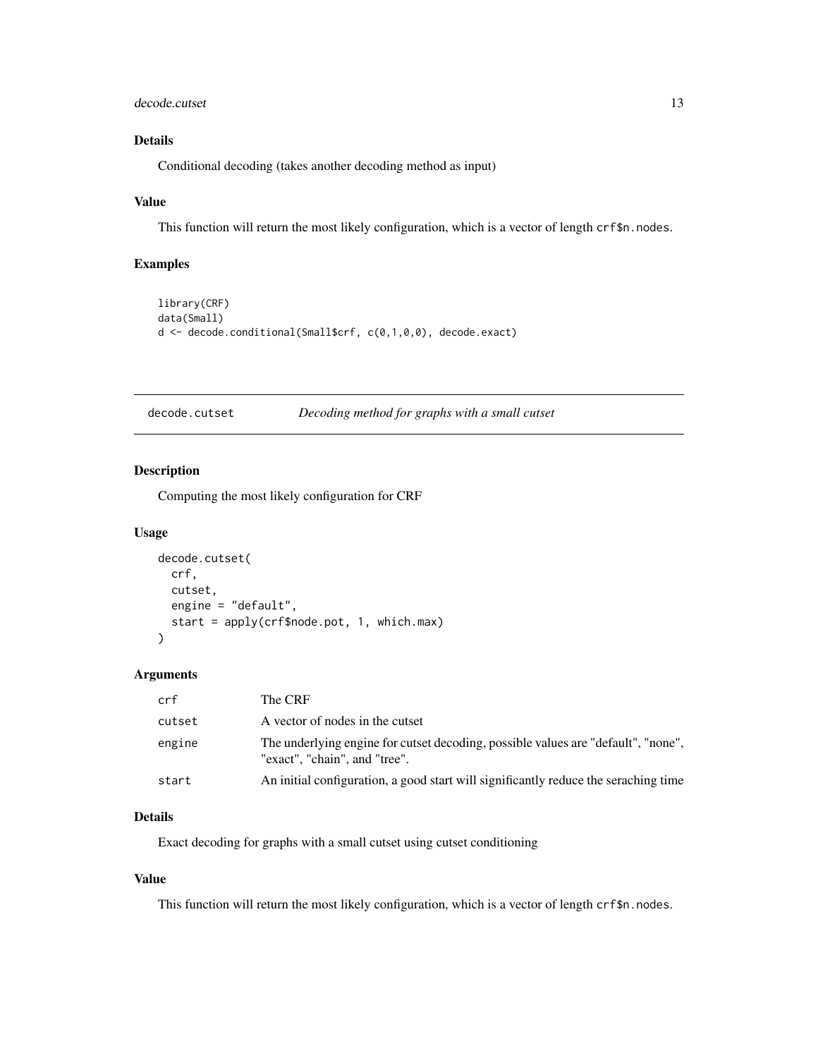### Details

Conditional decoding (takes another decoding method as input)

### Value

This function will return the most likely configuration, which is a vector of length `crf$n.nodes`.

### Examples

```
library(CRF)
data(Small)
d <- decode.conditional(Small$crf, c(0,1,0,0), decode.exact)
```

---

## decode.cutset — *Decoding method for graphs with a small cutset*

---

### Description

Computing the most likely configuration for CRF

### Usage

```
decode.cutset(
  crf,
  cutset,
  engine = "default",
  start = apply(crf$node.pot, 1, which.max)
)
```

### Arguments

| | |
|---|---|
| crf | The CRF |
| cutset | A vector of nodes in the cutset |
| engine | The underlying engine for cutset decoding, possible values are "default", "none", "exact", "chain", and "tree". |
| start | An initial configuration, a good start will significantly reduce the seraching time |

### Details

Exact decoding for graphs with a small cutset using cutset conditioning

### Value

This function will return the most likely configuration, which is a vector of length `crf$n.nodes`.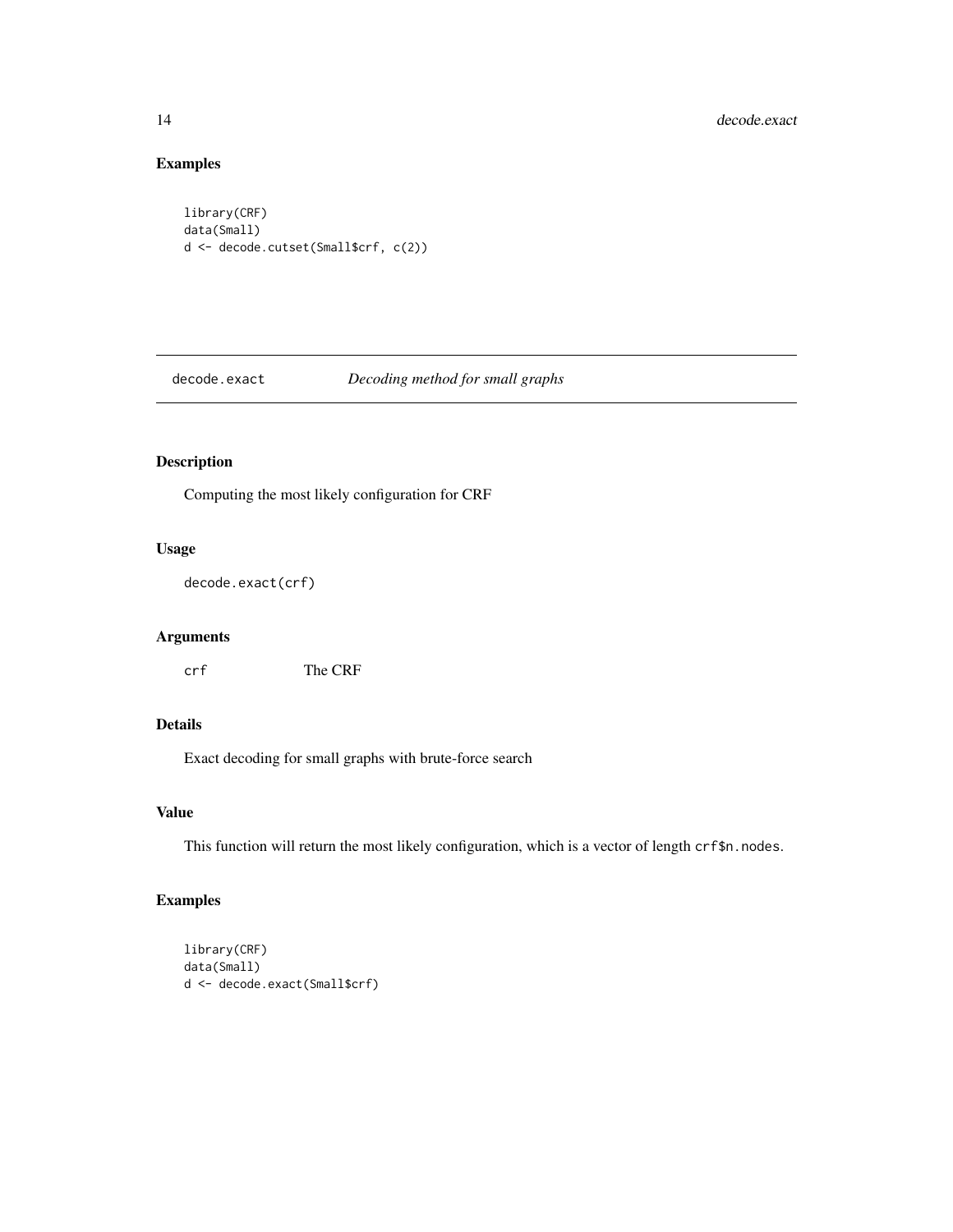## Examples

```
library(CRF)
data(Small)
d <- decode.cutset(Small$crf, c(2))
```

# decode.exact *Decoding method for small graphs*

## Description

Computing the most likely configuration for CRF

## Usage

```
decode.exact(crf)
```

## Arguments

| | |
|---|---|
| crf | The CRF |

## Details

Exact decoding for small graphs with brute-force search

## Value

This function will return the most likely configuration, which is a vector of length `crf$n.nodes`.

## Examples

```
library(CRF)
data(Small)
d <- decode.exact(Small$crf)
```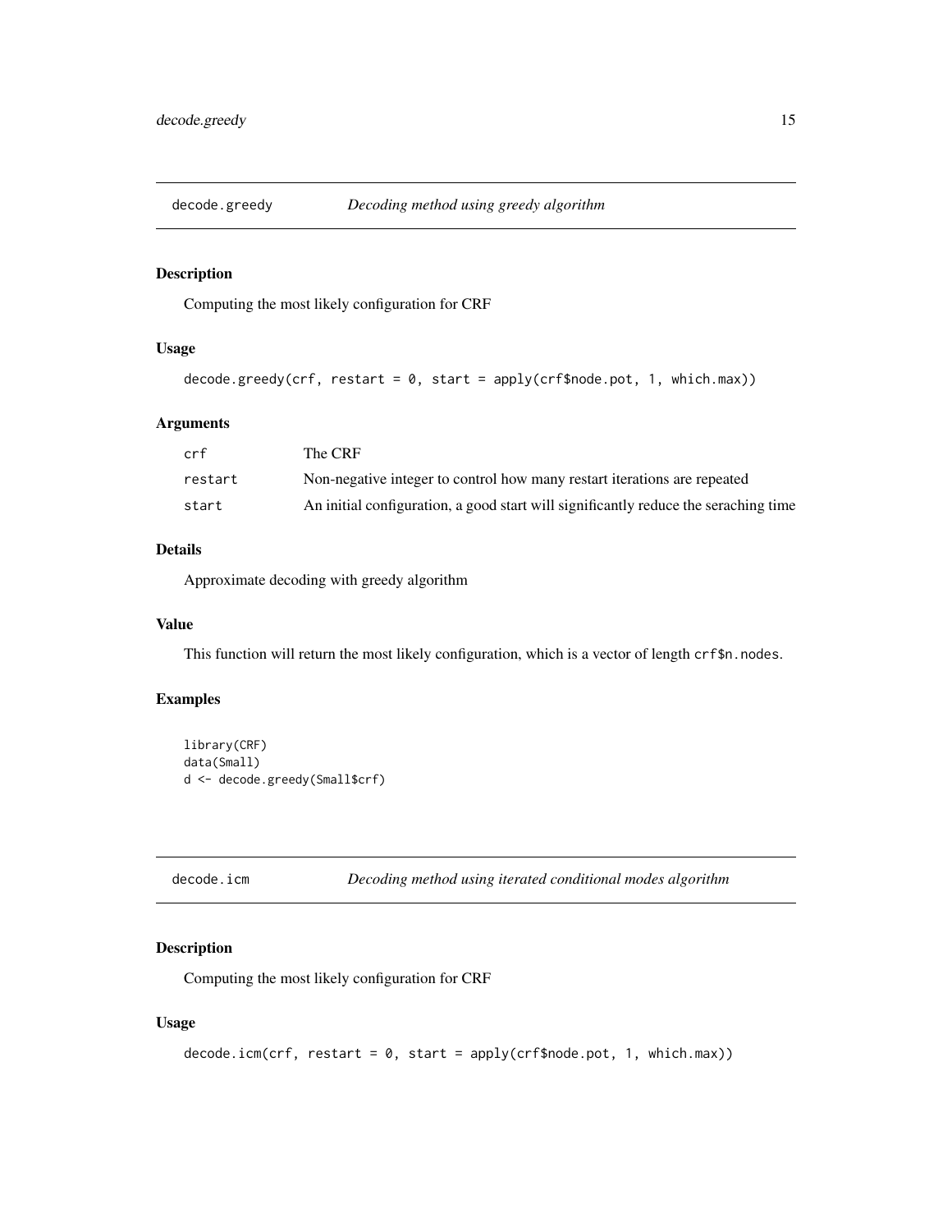## decode.greedy *Decoding method using greedy algorithm*

### Description

Computing the most likely configuration for CRF

### Usage

```
decode.greedy(crf, restart = 0, start = apply(crf$node.pot, 1, which.max))
```

### Arguments

| | |
|---|---|
| `crf` | The CRF |
| `restart` | Non-negative integer to control how many restart iterations are repeated |
| `start` | An initial configuration, a good start will significantly reduce the seraching time |

### Details

Approximate decoding with greedy algorithm

### Value

This function will return the most likely configuration, which is a vector of length `crf$n.nodes`.

### Examples

```
library(CRF)
data(Small)
d <- decode.greedy(Small$crf)
```

## decode.icm *Decoding method using iterated conditional modes algorithm*

### Description

Computing the most likely configuration for CRF

### Usage

```
decode.icm(crf, restart = 0, start = apply(crf$node.pot, 1, which.max))
```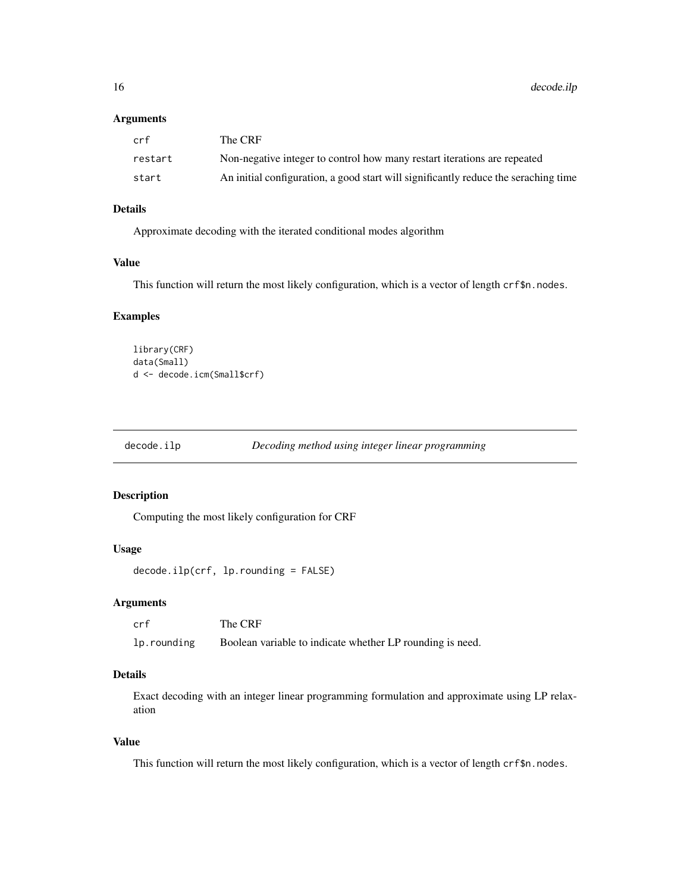### Arguments

| | |
|---|---|
| crf | The CRF |
| restart | Non-negative integer to control how many restart iterations are repeated |
| start | An initial configuration, a good start will significantly reduce the seraching time |

### Details

Approximate decoding with the iterated conditional modes algorithm

### Value

This function will return the most likely configuration, which is a vector of length `crf$n.nodes`.

### Examples

```
library(CRF)
data(Small)
d <- decode.icm(Small$crf)
```

---

## decode.ilp — *Decoding method using integer linear programming*

---

### Description

Computing the most likely configuration for CRF

### Usage

```
decode.ilp(crf, lp.rounding = FALSE)
```

### Arguments

| | |
|---|---|
| crf | The CRF |
| lp.rounding | Boolean variable to indicate whether LP rounding is need. |

### Details

Exact decoding with an integer linear programming formulation and approximate using LP relaxation

### Value

This function will return the most likely configuration, which is a vector of length `crf$n.nodes`.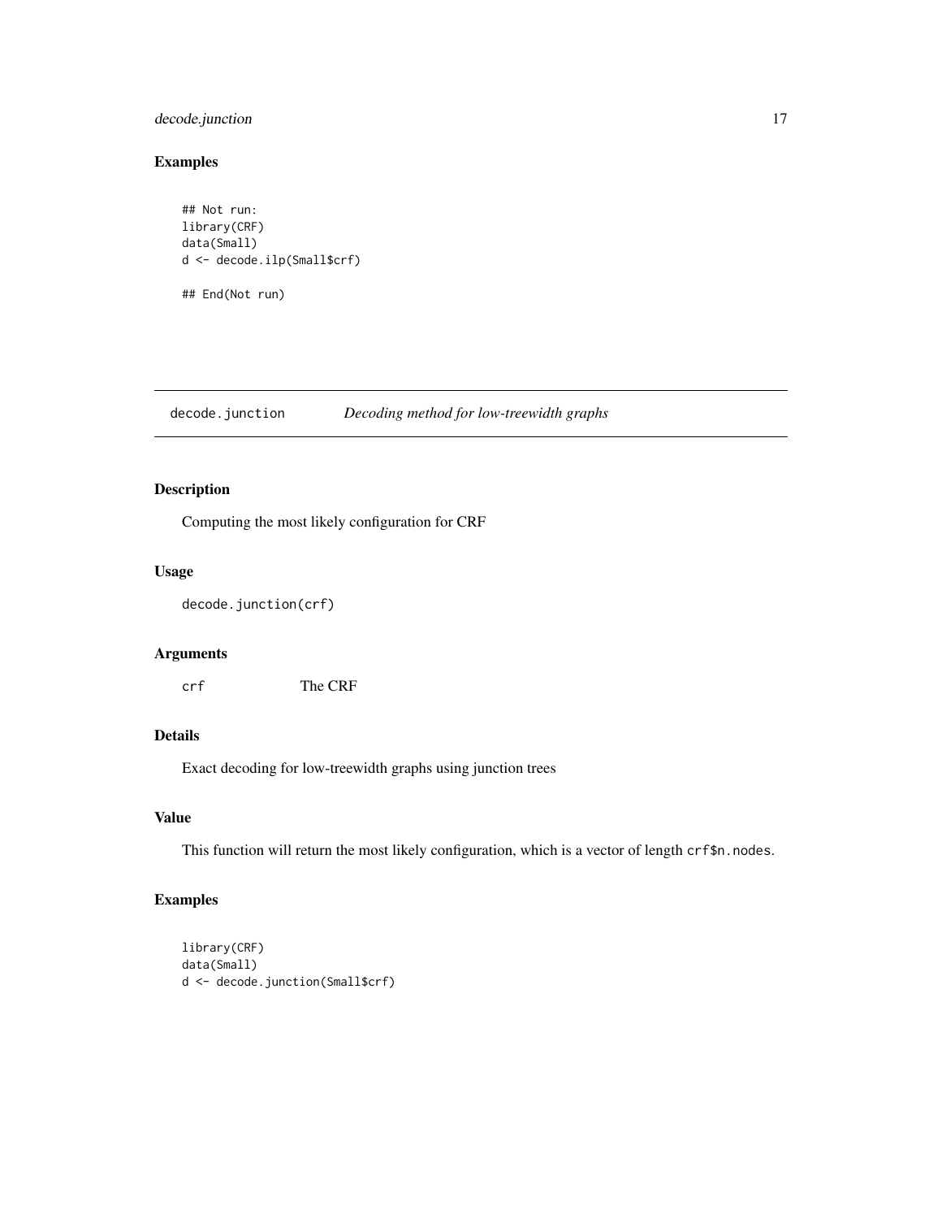## Examples

```
## Not run:
library(CRF)
data(Small)
d <- decode.ilp(Small$crf)

## End(Not run)
```

---

## decode.junction — *Decoding method for low-treewidth graphs*

### Description

Computing the most likely configuration for CRF

### Usage

```
decode.junction(crf)
```

### Arguments

| | |
|---|---|
| `crf` | The CRF |

### Details

Exact decoding for low-treewidth graphs using junction trees

### Value

This function will return the most likely configuration, which is a vector of length `crf$n.nodes`.

### Examples

```
library(CRF)
data(Small)
d <- decode.junction(Small$crf)
```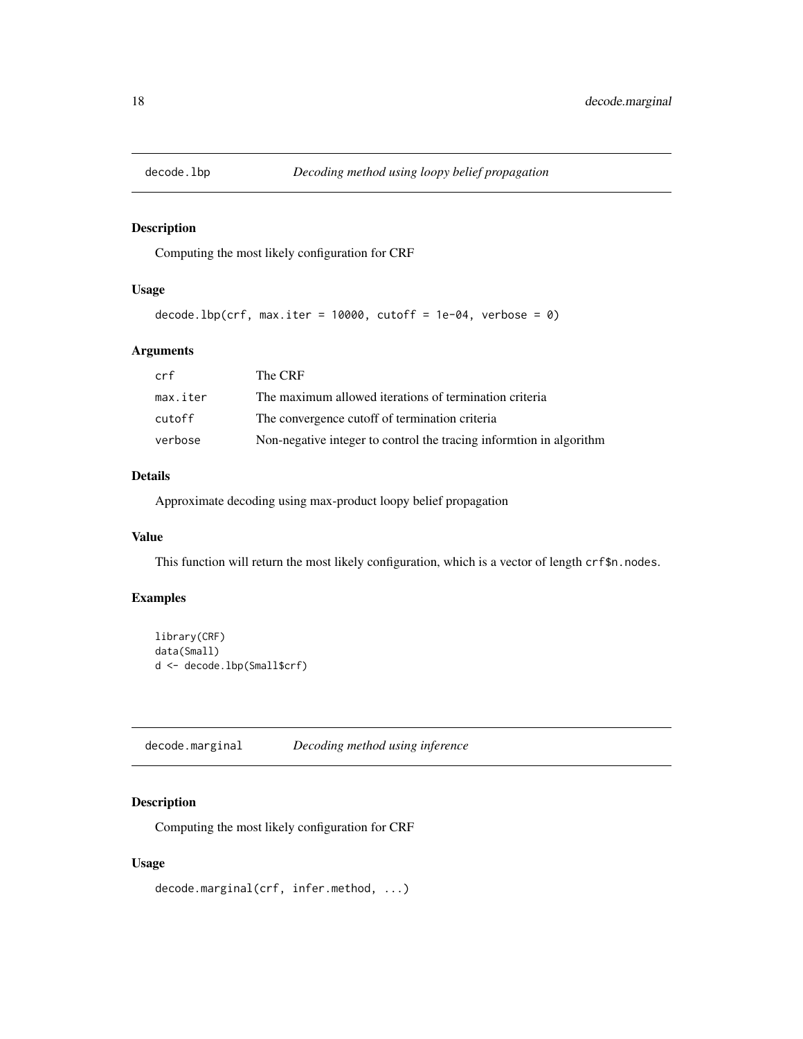## decode.lbp — *Decoding method using loopy belief propagation*

### Description

Computing the most likely configuration for CRF

### Usage

```
decode.lbp(crf, max.iter = 10000, cutoff = 1e-04, verbose = 0)
```

### Arguments

| | |
|---|---|
| crf | The CRF |
| max.iter | The maximum allowed iterations of termination criteria |
| cutoff | The convergence cutoff of termination criteria |
| verbose | Non-negative integer to control the tracing informtion in algorithm |

### Details

Approximate decoding using max-product loopy belief propagation

### Value

This function will return the most likely configuration, which is a vector of length `crf$n.nodes`.

### Examples

```
library(CRF)
data(Small)
d <- decode.lbp(Small$crf)
```

## decode.marginal — *Decoding method using inference*

### Description

Computing the most likely configuration for CRF

### Usage

```
decode.marginal(crf, infer.method, ...)
```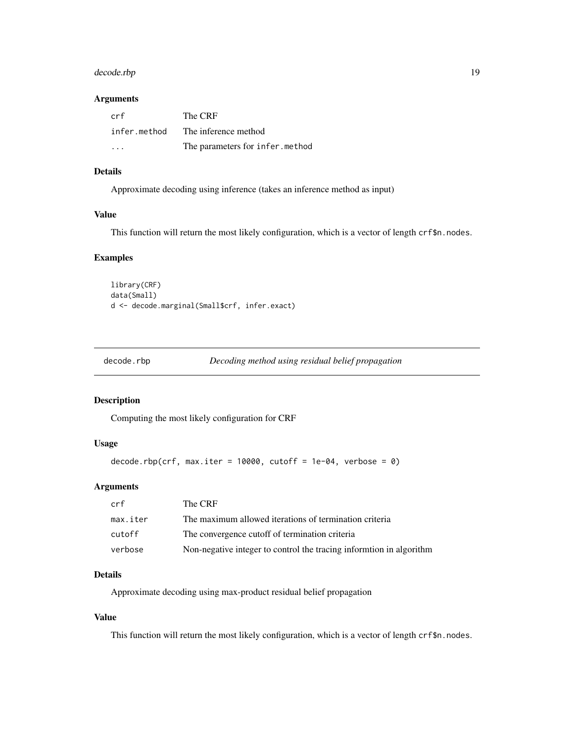### Arguments

| | |
|---|---|
| crf | The CRF |
| infer.method | The inference method |
| ... | The parameters for infer.method |

### Details

Approximate decoding using inference (takes an inference method as input)

### Value

This function will return the most likely configuration, which is a vector of length crf$n.nodes.

### Examples

```
library(CRF)
data(Small)
d <- decode.marginal(Small$crf, infer.exact)
```

## decode.rbp — *Decoding method using residual belief propagation*

### Description

Computing the most likely configuration for CRF

### Usage

```
decode.rbp(crf, max.iter = 10000, cutoff = 1e-04, verbose = 0)
```

### Arguments

| | |
|---|---|
| crf | The CRF |
| max.iter | The maximum allowed iterations of termination criteria |
| cutoff | The convergence cutoff of termination criteria |
| verbose | Non-negative integer to control the tracing informtion in algorithm |

### Details

Approximate decoding using max-product residual belief propagation

### Value

This function will return the most likely configuration, which is a vector of length crf$n.nodes.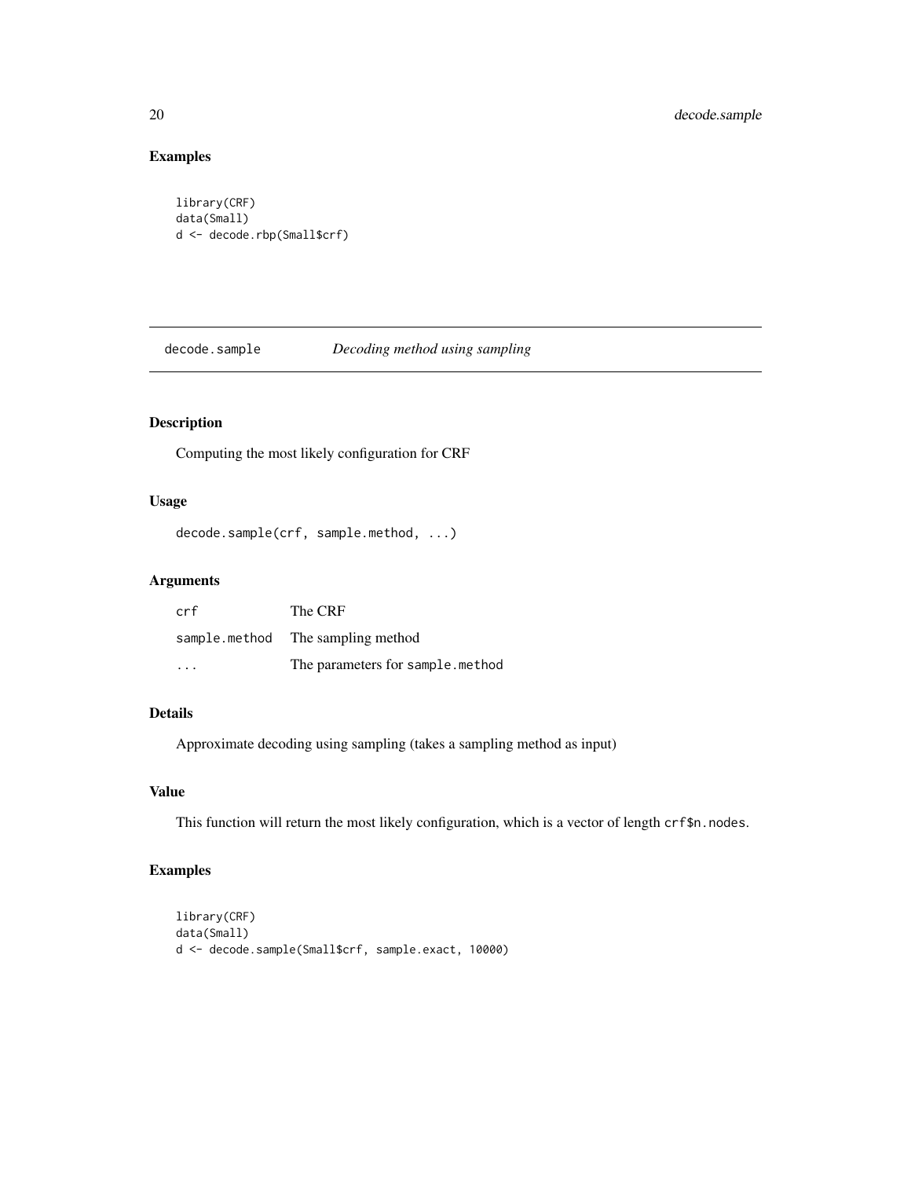## Examples

```
library(CRF)
data(Small)
d <- decode.rbp(Small$crf)
```

---

# decode.sample — *Decoding method using sampling*

---

## Description

Computing the most likely configuration for CRF

## Usage

```
decode.sample(crf, sample.method, ...)
```

## Arguments

| | |
|---|---|
| crf | The CRF |
| sample.method | The sampling method |
| ... | The parameters for `sample.method` |

## Details

Approximate decoding using sampling (takes a sampling method as input)

## Value

This function will return the most likely configuration, which is a vector of length `crf$n.nodes`.

## Examples

```
library(CRF)
data(Small)
d <- decode.sample(Small$crf, sample.exact, 10000)
```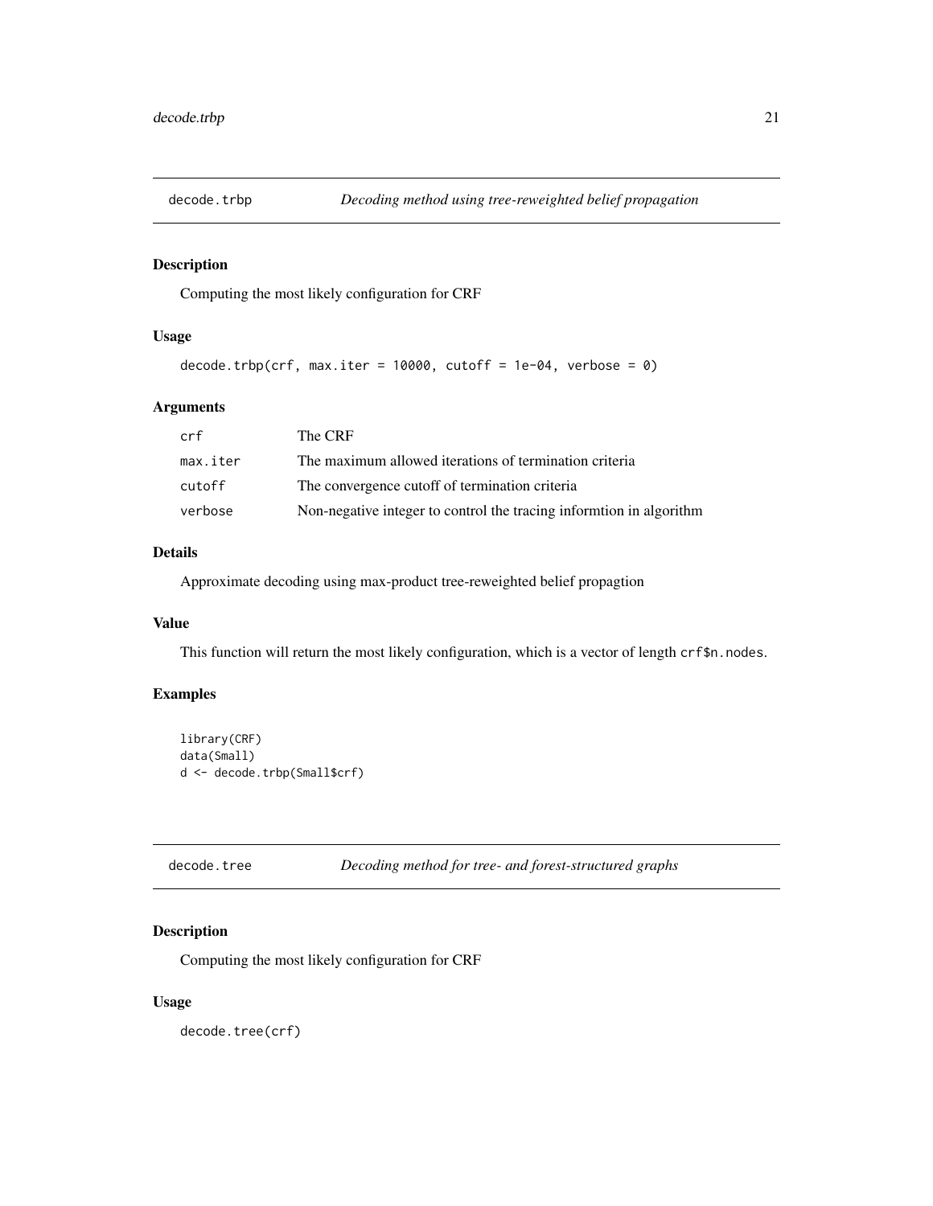## decode.trbp — *Decoding method using tree-reweighted belief propagation*

### Description

Computing the most likely configuration for CRF

### Usage

```
decode.trbp(crf, max.iter = 10000, cutoff = 1e-04, verbose = 0)
```

### Arguments

| | |
|---|---|
| crf | The CRF |
| max.iter | The maximum allowed iterations of termination criteria |
| cutoff | The convergence cutoff of termination criteria |
| verbose | Non-negative integer to control the tracing informtion in algorithm |

### Details

Approximate decoding using max-product tree-reweighted belief propagtion

### Value

This function will return the most likely configuration, which is a vector of length `crf$n.nodes`.

### Examples

```
library(CRF)
data(Small)
d <- decode.trbp(Small$crf)
```

## decode.tree — *Decoding method for tree- and forest-structured graphs*

### Description

Computing the most likely configuration for CRF

### Usage

```
decode.tree(crf)
```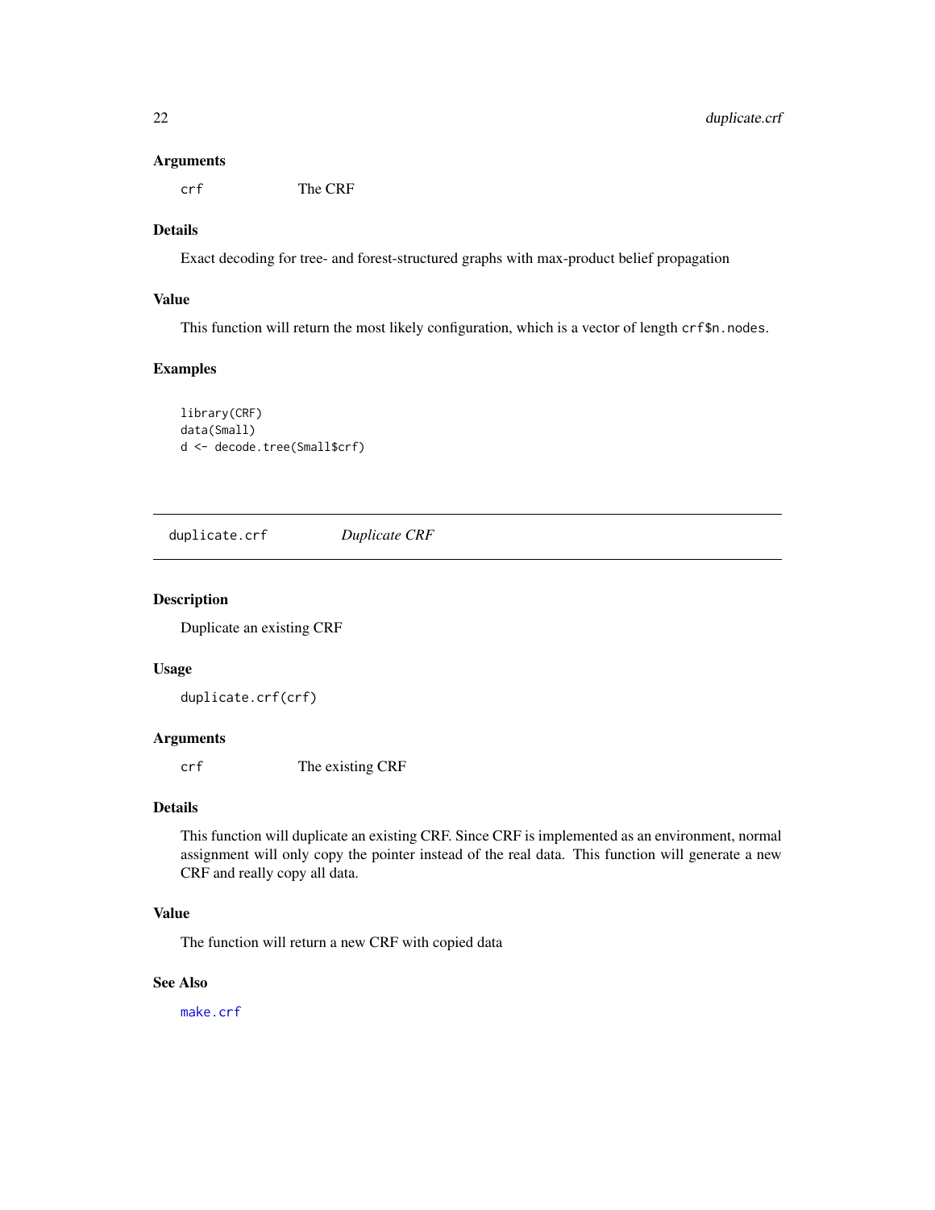### Arguments

crf The CRF

### Details

Exact decoding for tree- and forest-structured graphs with max-product belief propagation

### Value

This function will return the most likely configuration, which is a vector of length `crf$n.nodes`.

### Examples

```
library(CRF)
data(Small)
d <- decode.tree(Small$crf)
```

---

## duplicate.crf *Duplicate CRF*

---

### Description

Duplicate an existing CRF

### Usage

```
duplicate.crf(crf)
```

### Arguments

crf The existing CRF

### Details

This function will duplicate an existing CRF. Since CRF is implemented as an environment, normal assignment will only copy the pointer instead of the real data. This function will generate a new CRF and really copy all data.

### Value

The function will return a new CRF with copied data

### See Also

make.crf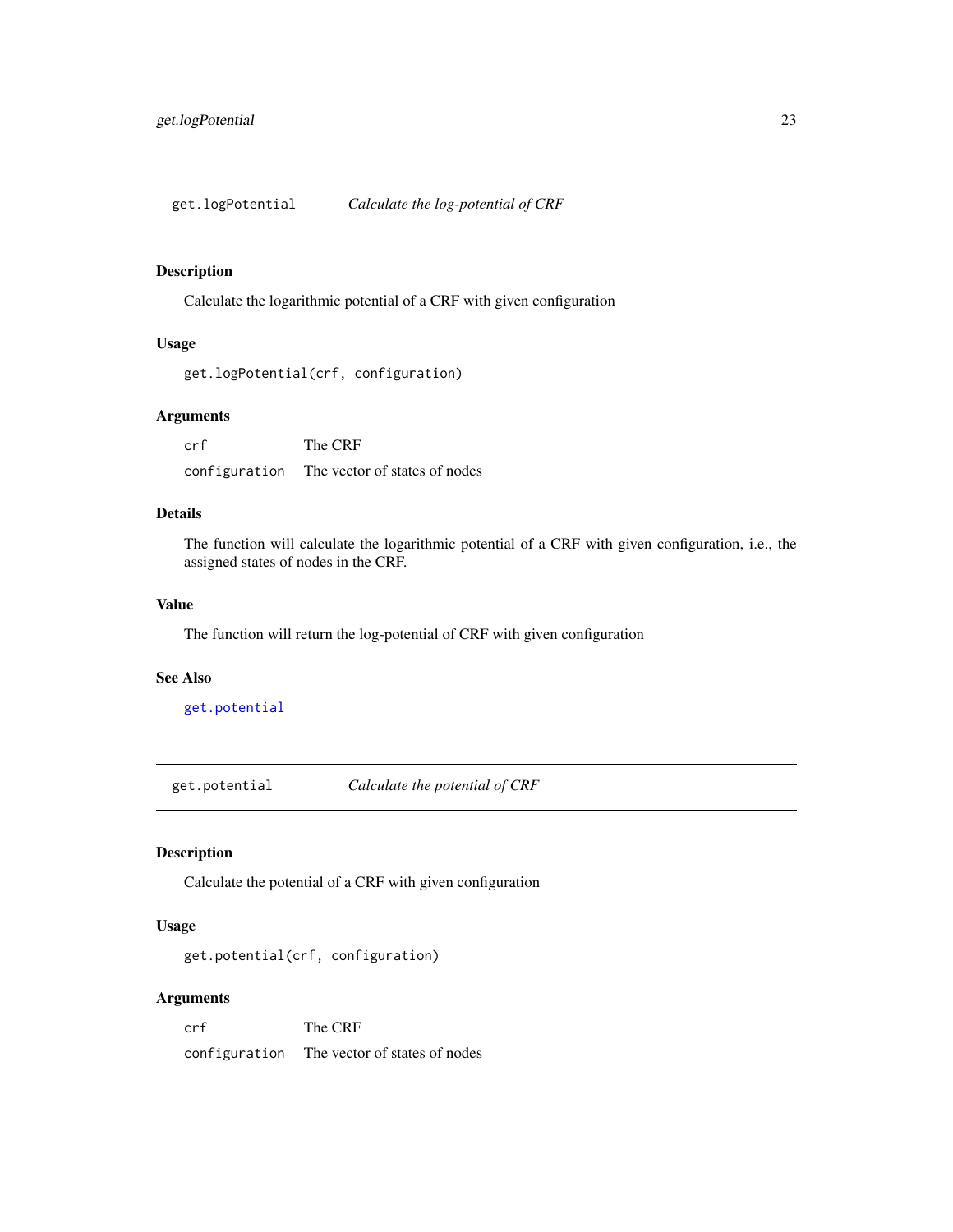## get.logPotential *Calculate the log-potential of CRF*

### Description

Calculate the logarithmic potential of a CRF with given configuration

### Usage

```
get.logPotential(crf, configuration)
```

### Arguments

| | |
|---|---|
| crf | The CRF |
| configuration | The vector of states of nodes |

### Details

The function will calculate the logarithmic potential of a CRF with given configuration, i.e., the assigned states of nodes in the CRF.

### Value

The function will return the log-potential of CRF with given configuration

### See Also

get.potential

## get.potential *Calculate the potential of CRF*

### Description

Calculate the potential of a CRF with given configuration

### Usage

```
get.potential(crf, configuration)
```

### Arguments

| | |
|---|---|
| crf | The CRF |
| configuration | The vector of states of nodes |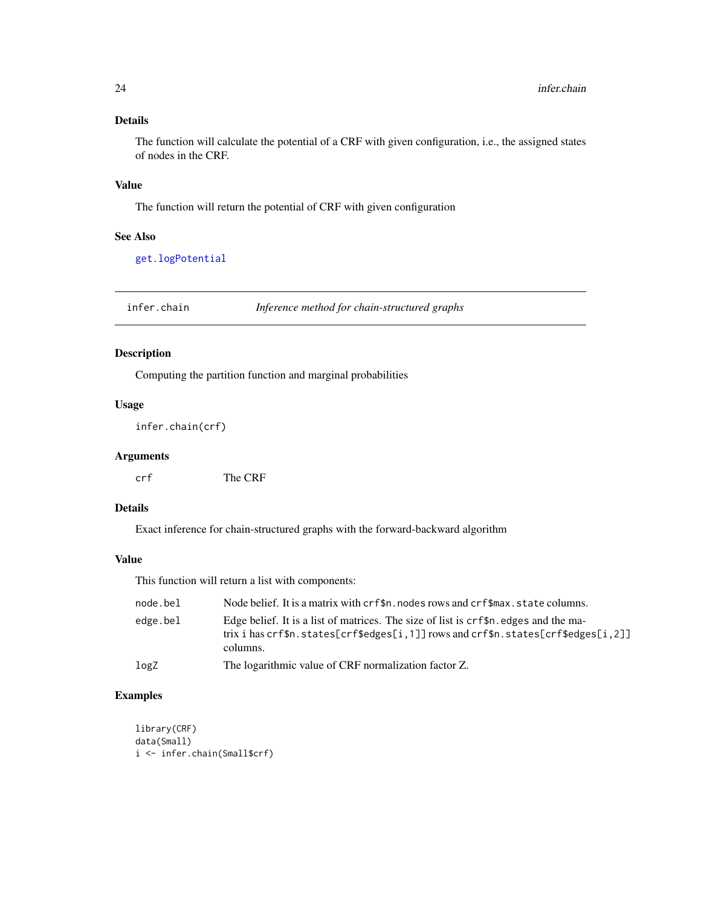### Details

The function will calculate the potential of a CRF with given configuration, i.e., the assigned states of nodes in the CRF.

### Value

The function will return the potential of CRF with given configuration

### See Also

`get.logPotential`

---

## infer.chain — *Inference method for chain-structured graphs*

### Description

Computing the partition function and marginal probabilities

### Usage

```
infer.chain(crf)
```

### Arguments

| | |
|---|---|
| `crf` | The CRF |

### Details

Exact inference for chain-structured graphs with the forward-backward algorithm

### Value

This function will return a list with components:

| | |
|---|---|
| `node.bel` | Node belief. It is a matrix with `crf$n.nodes` rows and `crf$max.state` columns. |
| `edge.bel` | Edge belief. It is a list of matrices. The size of list is `crf$n.edges` and the matrix i has `crf$n.states[crf$edges[i,1]]` rows and `crf$n.states[crf$edges[i,2]]` columns. |
| `logZ` | The logarithmic value of CRF normalization factor Z. |

### Examples

```
library(CRF)
data(Small)
i <- infer.chain(Small$crf)
```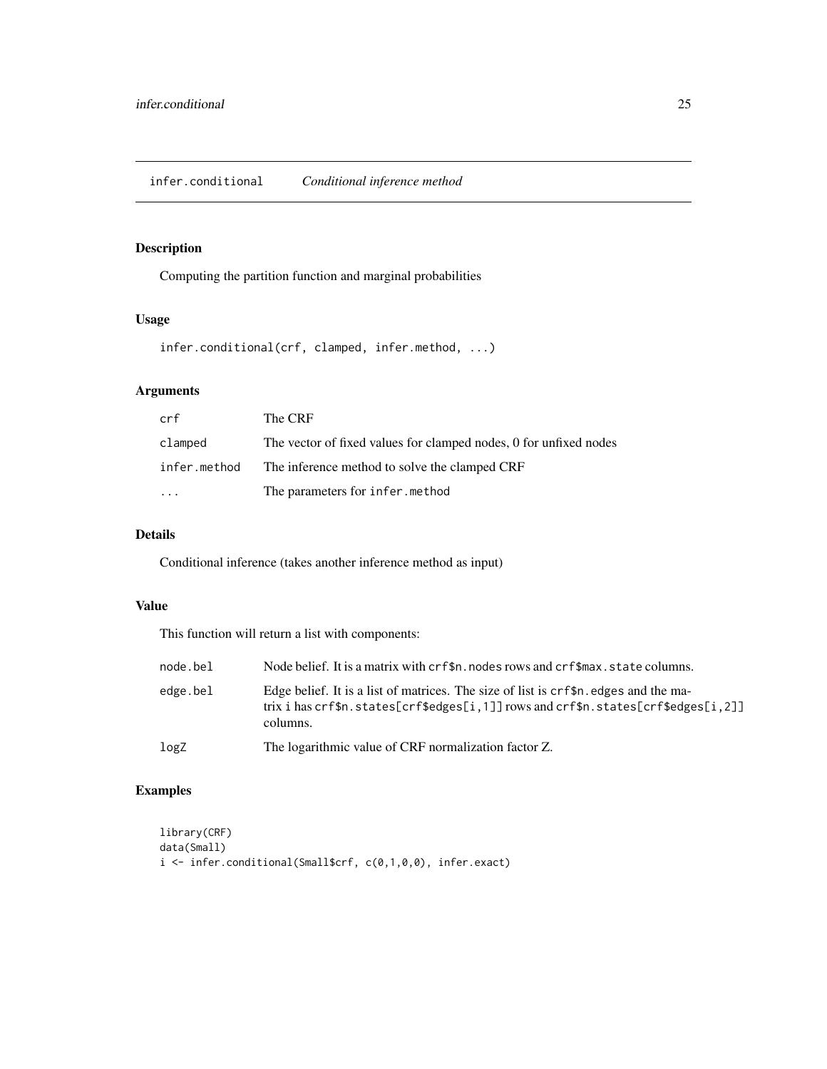## infer.conditional — *Conditional inference method*

### Description

Computing the partition function and marginal probabilities

### Usage

```
infer.conditional(crf, clamped, infer.method, ...)
```

### Arguments

| | |
|---|---|
| crf | The CRF |
| clamped | The vector of fixed values for clamped nodes, 0 for unfixed nodes |
| infer.method | The inference method to solve the clamped CRF |
| ... | The parameters for infer.method |

### Details

Conditional inference (takes another inference method as input)

### Value

This function will return a list with components:

| | |
|---|---|
| node.bel | Node belief. It is a matrix with crf$n.nodes rows and crf$max.state columns. |
| edge.bel | Edge belief. It is a list of matrices. The size of list is crf$n.edges and the matrix i has crf$n.states[crf$edges[i,1]] rows and crf$n.states[crf$edges[i,2]] columns. |
| logZ | The logarithmic value of CRF normalization factor Z. |

### Examples

```
library(CRF)
data(Small)
i <- infer.conditional(Small$crf, c(0,1,0,0), infer.exact)
```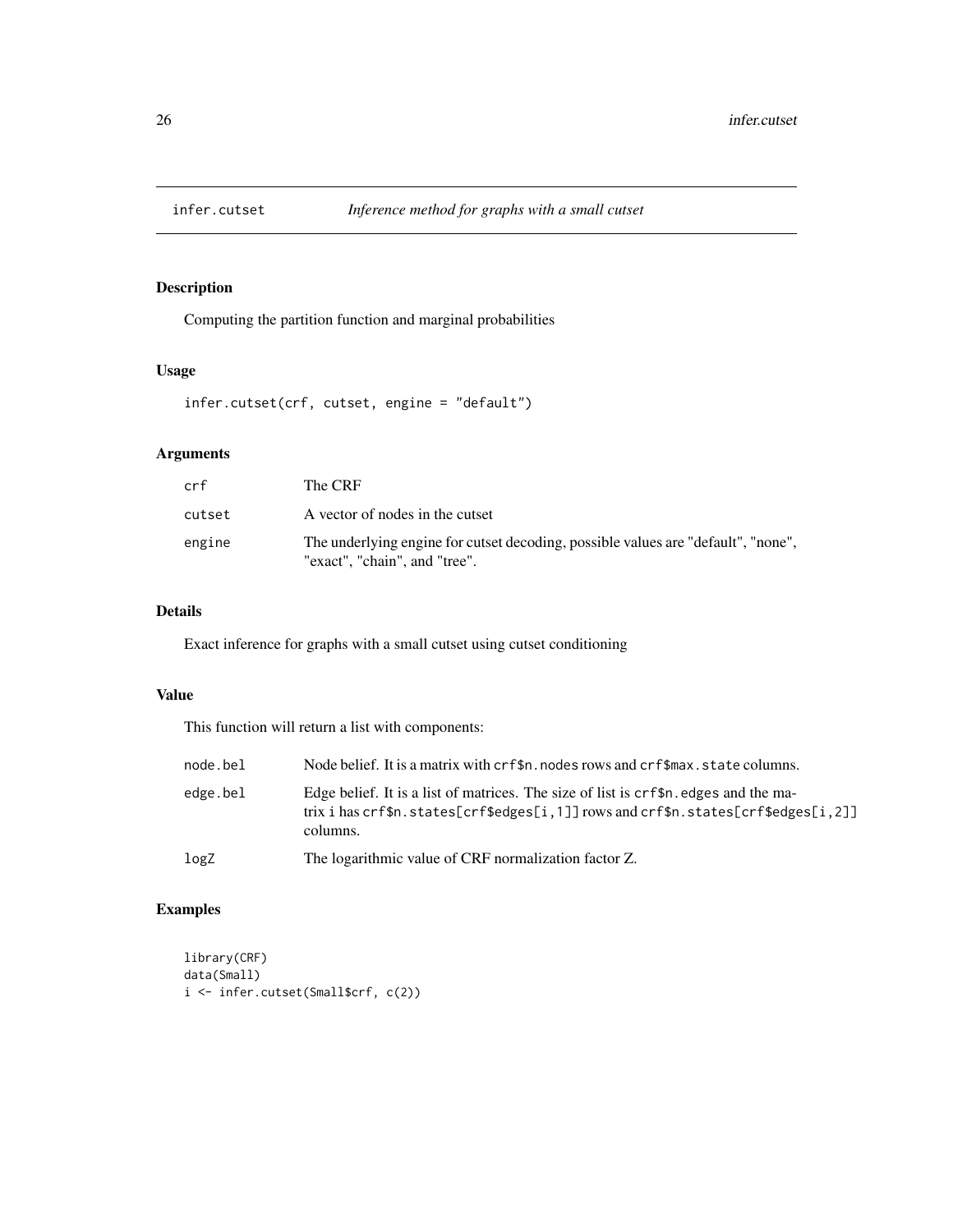# infer.cutset — *Inference method for graphs with a small cutset*

## Description

Computing the partition function and marginal probabilities

## Usage

```
infer.cutset(crf, cutset, engine = "default")
```

## Arguments

| | |
|---|---|
| `crf` | The CRF |
| `cutset` | A vector of nodes in the cutset |
| `engine` | The underlying engine for cutset decoding, possible values are "default", "none", "exact", "chain", and "tree". |

## Details

Exact inference for graphs with a small cutset using cutset conditioning

## Value

This function will return a list with components:

| | |
|---|---|
| `node.bel` | Node belief. It is a matrix with `crf$n.nodes` rows and `crf$max.state` columns. |
| `edge.bel` | Edge belief. It is a list of matrices. The size of list is `crf$n.edges` and the matrix i has `crf$n.states[crf$edges[i,1]]` rows and `crf$n.states[crf$edges[i,2]]` columns. |
| `logZ` | The logarithmic value of CRF normalization factor Z. |

## Examples

```
library(CRF)
data(Small)
i <- infer.cutset(Small$crf, c(2))
```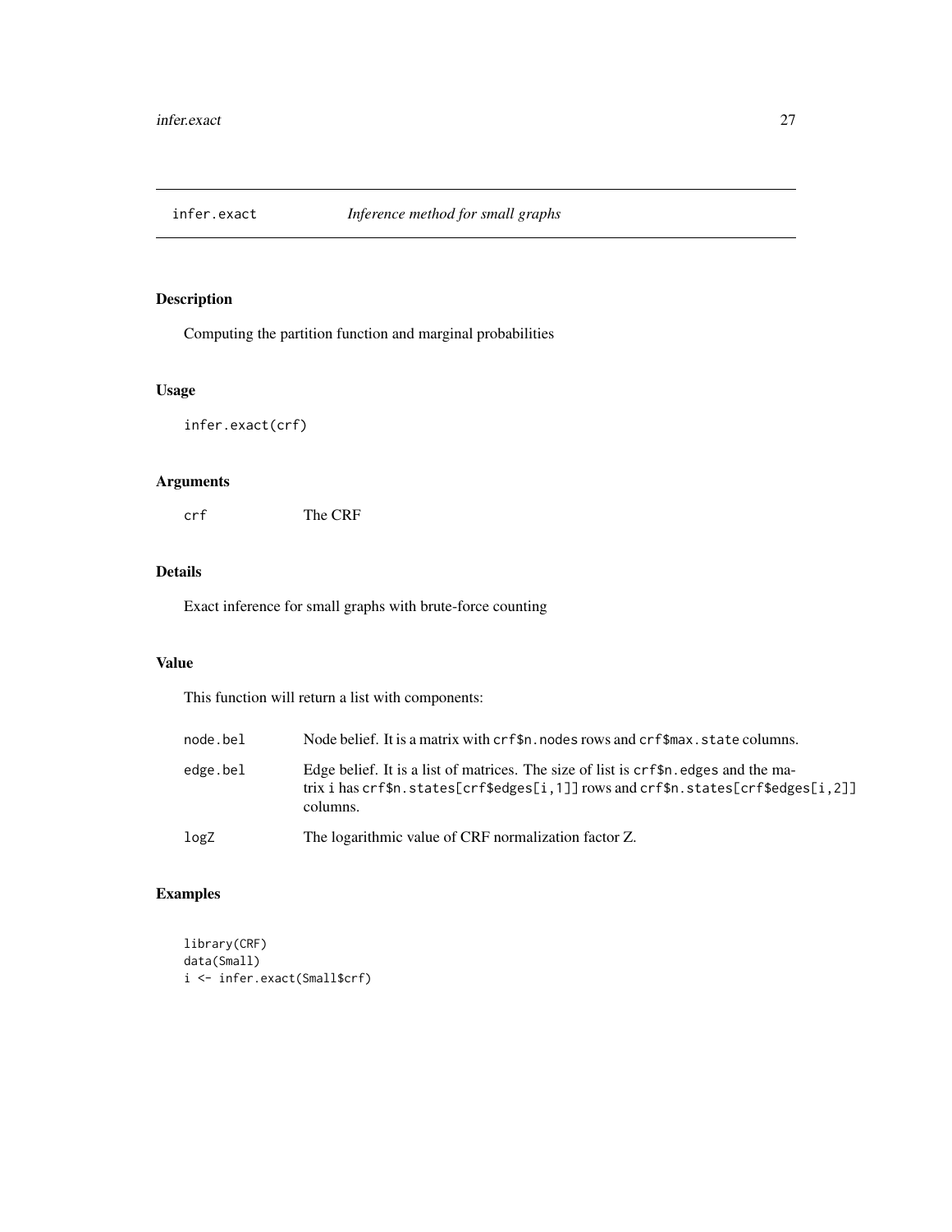# infer.exact *Inference method for small graphs*

## Description

Computing the partition function and marginal probabilities

## Usage

```
infer.exact(crf)
```

## Arguments

| | |
|---|---|
| crf | The CRF |

## Details

Exact inference for small graphs with brute-force counting

## Value

This function will return a list with components:

| | |
|---|---|
| node.bel | Node belief. It is a matrix with crf$n.nodes rows and crf$max.state columns. |
| edge.bel | Edge belief. It is a list of matrices. The size of list is crf$n.edges and the matrix i has crf$n.states[crf$edges[i,1]] rows and crf$n.states[crf$edges[i,2]] columns. |
| logZ | The logarithmic value of CRF normalization factor Z. |

## Examples

```
library(CRF)
data(Small)
i <- infer.exact(Small$crf)
```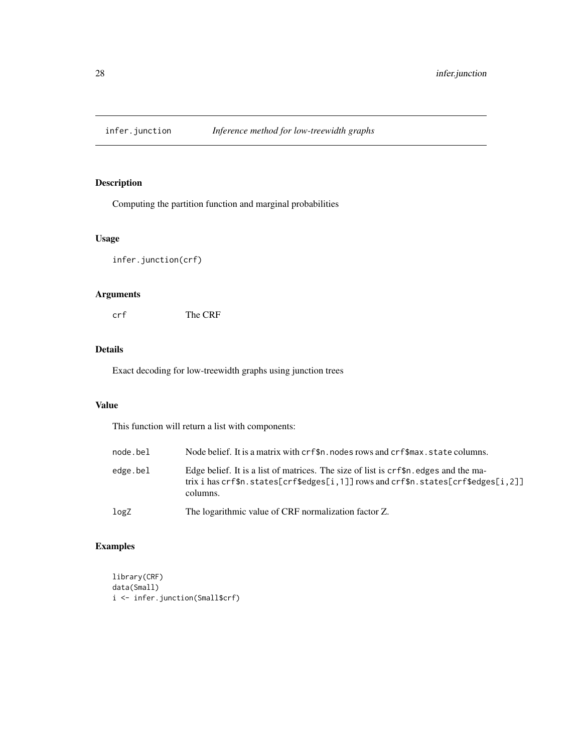# infer.junction *Inference method for low-treewidth graphs*

## Description

Computing the partition function and marginal probabilities

## Usage

```
infer.junction(crf)
```

## Arguments

| | |
|---|---|
| crf | The CRF |

## Details

Exact decoding for low-treewidth graphs using junction trees

## Value

This function will return a list with components:

| | |
|---|---|
| node.bel | Node belief. It is a matrix with crf$n.nodes rows and crf$max.state columns. |
| edge.bel | Edge belief. It is a list of matrices. The size of list is crf$n.edges and the matrix i has crf$n.states[crf$edges[i,1]] rows and crf$n.states[crf$edges[i,2]] columns. |
| logZ | The logarithmic value of CRF normalization factor Z. |

## Examples

```
library(CRF)
data(Small)
i <- infer.junction(Small$crf)
```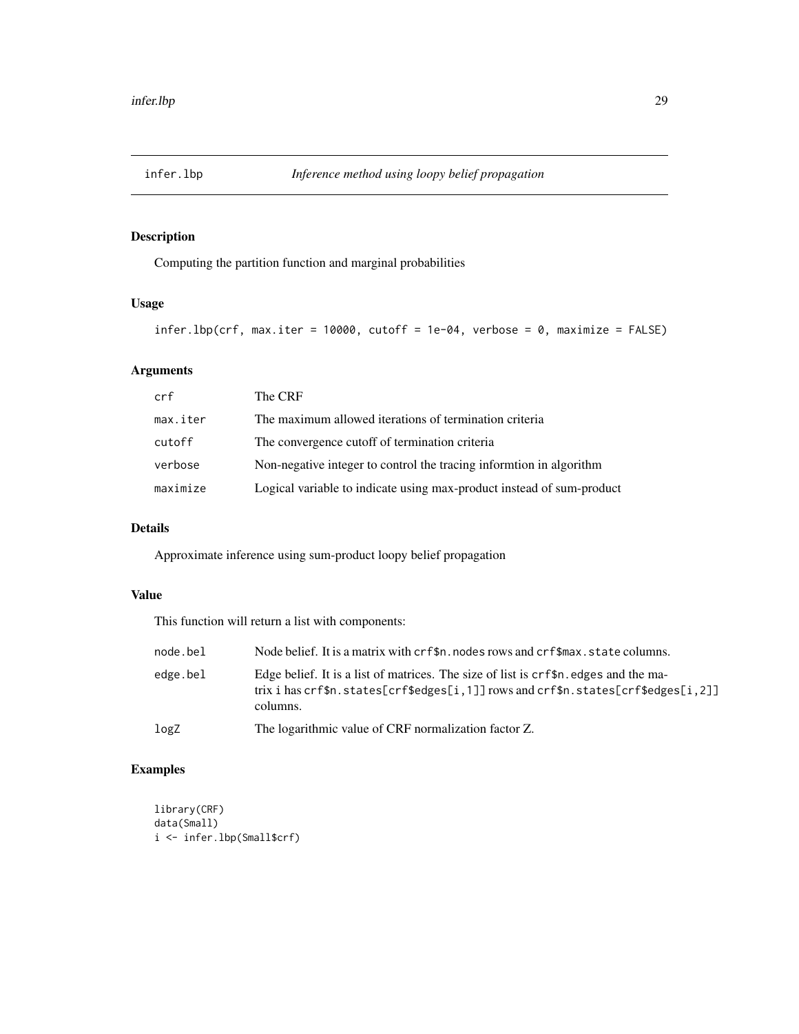# infer.lbp — *Inference method using loopy belief propagation*

## Description

Computing the partition function and marginal probabilities

## Usage

```
infer.lbp(crf, max.iter = 10000, cutoff = 1e-04, verbose = 0, maximize = FALSE)
```

## Arguments

| | |
|---|---|
| crf | The CRF |
| max.iter | The maximum allowed iterations of termination criteria |
| cutoff | The convergence cutoff of termination criteria |
| verbose | Non-negative integer to control the tracing informtion in algorithm |
| maximize | Logical variable to indicate using max-product instead of sum-product |

## Details

Approximate inference using sum-product loopy belief propagation

## Value

This function will return a list with components:

| | |
|---|---|
| node.bel | Node belief. It is a matrix with `crf$n.nodes` rows and `crf$max.state` columns. |
| edge.bel | Edge belief. It is a list of matrices. The size of list is `crf$n.edges` and the matrix i has `crf$n.states[crf$edges[i,1]]` rows and `crf$n.states[crf$edges[i,2]]` columns. |
| logZ | The logarithmic value of CRF normalization factor Z. |

## Examples

```
library(CRF)
data(Small)
i <- infer.lbp(Small$crf)
```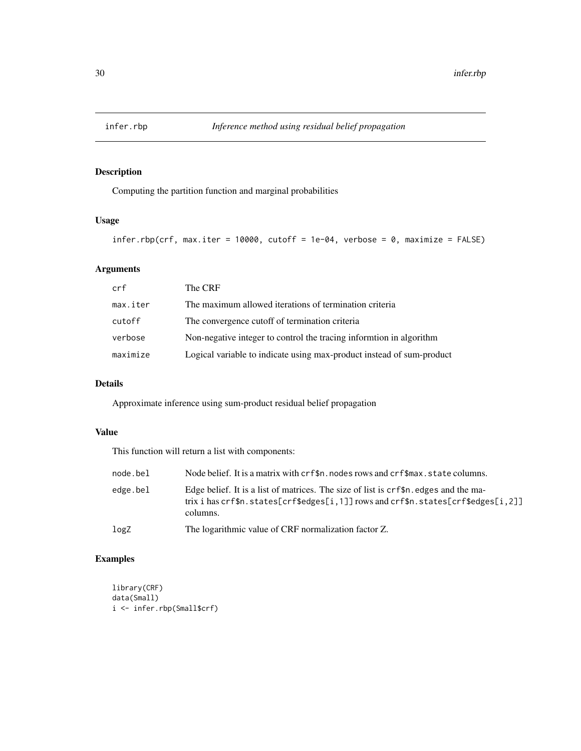## infer.rbp — *Inference method using residual belief propagation*

### Description

Computing the partition function and marginal probabilities

### Usage

```
infer.rbp(crf, max.iter = 10000, cutoff = 1e-04, verbose = 0, maximize = FALSE)
```

### Arguments

| | |
|---|---|
| crf | The CRF |
| max.iter | The maximum allowed iterations of termination criteria |
| cutoff | The convergence cutoff of termination criteria |
| verbose | Non-negative integer to control the tracing informtion in algorithm |
| maximize | Logical variable to indicate using max-product instead of sum-product |

### Details

Approximate inference using sum-product residual belief propagation

### Value

This function will return a list with components:

| | |
|---|---|
| node.bel | Node belief. It is a matrix with crf$n.nodes rows and crf$max.state columns. |
| edge.bel | Edge belief. It is a list of matrices. The size of list is crf$n.edges and the matrix i has crf$n.states[crf$edges[i,1]] rows and crf$n.states[crf$edges[i,2]] columns. |
| logZ | The logarithmic value of CRF normalization factor Z. |

### Examples

```
library(CRF)
data(Small)
i <- infer.rbp(Small$crf)
```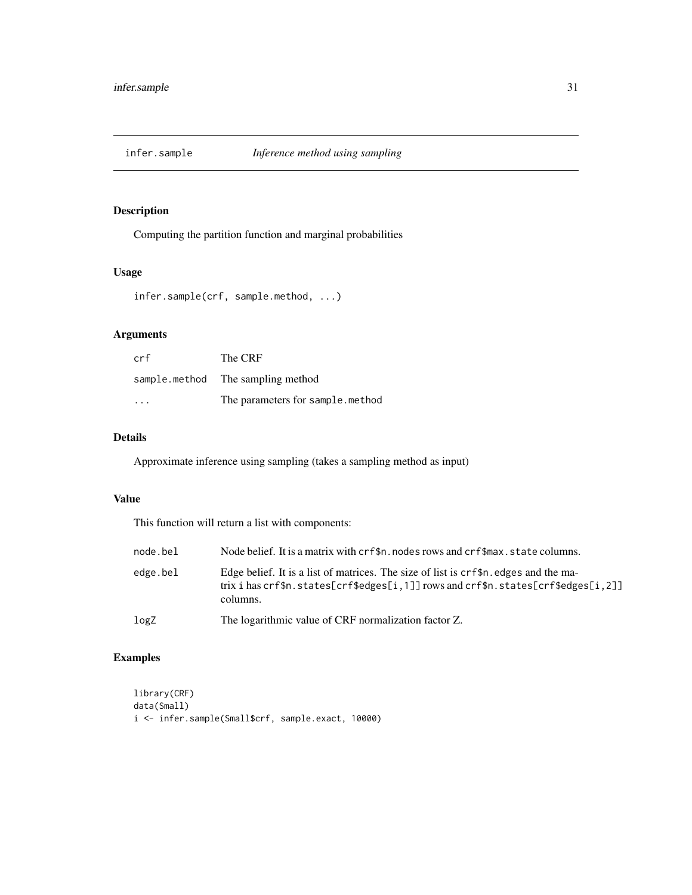## infer.sample *Inference method using sampling*

### Description

Computing the partition function and marginal probabilities

### Usage

```
infer.sample(crf, sample.method, ...)
```

### Arguments

| | |
|---|---|
| `crf` | The CRF |
| `sample.method` | The sampling method |
| `...` | The parameters for `sample.method` |

### Details

Approximate inference using sampling (takes a sampling method as input)

### Value

This function will return a list with components:

| | |
|---|---|
| `node.bel` | Node belief. It is a matrix with `crf$n.nodes` rows and `crf$max.state` columns. |
| `edge.bel` | Edge belief. It is a list of matrices. The size of list is `crf$n.edges` and the matrix i has `crf$n.states[crf$edges[i,1]]` rows and `crf$n.states[crf$edges[i,2]]` columns. |
| `logZ` | The logarithmic value of CRF normalization factor Z. |

### Examples

```
library(CRF)
data(Small)
i <- infer.sample(Small$crf, sample.exact, 10000)
```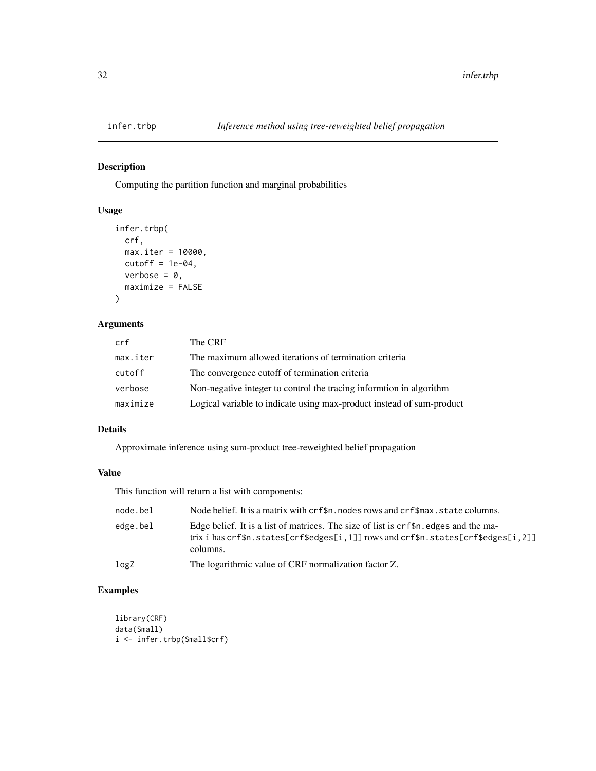# infer.trbp — *Inference method using tree-reweighted belief propagation*

## Description

Computing the partition function and marginal probabilities

## Usage

```
infer.trbp(
  crf,
  max.iter = 10000,
  cutoff = 1e-04,
  verbose = 0,
  maximize = FALSE
)
```

## Arguments

| | |
|---|---|
| `crf` | The CRF |
| `max.iter` | The maximum allowed iterations of termination criteria |
| `cutoff` | The convergence cutoff of termination criteria |
| `verbose` | Non-negative integer to control the tracing informtion in algorithm |
| `maximize` | Logical variable to indicate using max-product instead of sum-product |

## Details

Approximate inference using sum-product tree-reweighted belief propagation

## Value

This function will return a list with components:

| | |
|---|---|
| `node.bel` | Node belief. It is a matrix with `crf$n.nodes` rows and `crf$max.state` columns. |
| `edge.bel` | Edge belief. It is a list of matrices. The size of list is `crf$n.edges` and the matrix i has `crf$n.states[crf$edges[i,1]]` rows and `crf$n.states[crf$edges[i,2]]` columns. |
| `logZ` | The logarithmic value of CRF normalization factor Z. |

## Examples

```
library(CRF)
data(Small)
i <- infer.trbp(Small$crf)
```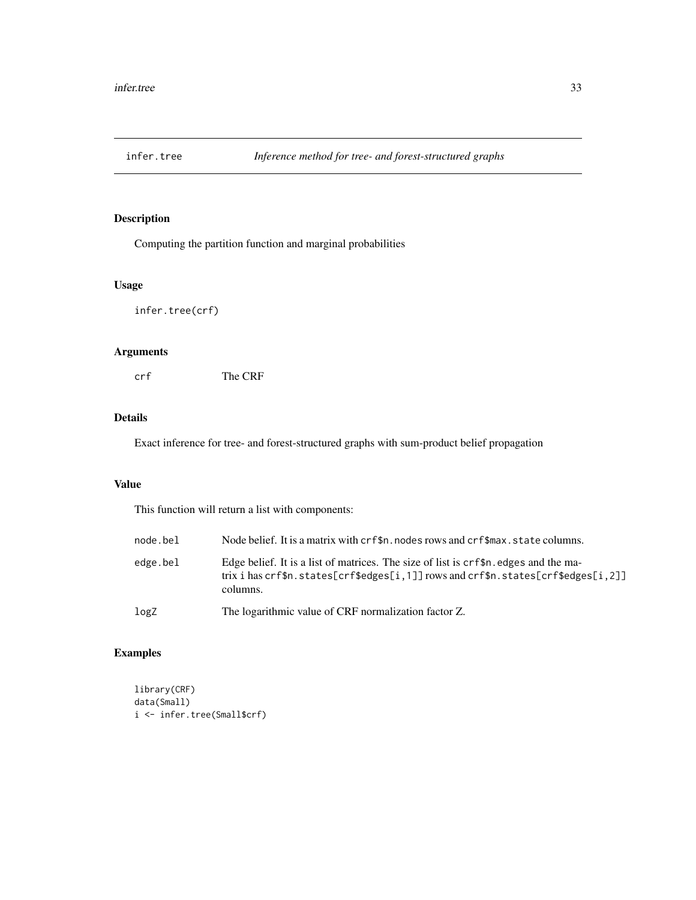## infer.tree *Inference method for tree- and forest-structured graphs*

### Description

Computing the partition function and marginal probabilities

### Usage

```
infer.tree(crf)
```

### Arguments

| | |
|---|---|
| crf | The CRF |

### Details

Exact inference for tree- and forest-structured graphs with sum-product belief propagation

### Value

This function will return a list with components:

| | |
|---|---|
| node.bel | Node belief. It is a matrix with `crf$n.nodes` rows and `crf$max.state` columns. |
| edge.bel | Edge belief. It is a list of matrices. The size of list is `crf$n.edges` and the matrix i has `crf$n.states[crf$edges[i,1]]` rows and `crf$n.states[crf$edges[i,2]]` columns. |
| logZ | The logarithmic value of CRF normalization factor Z. |

### Examples

```
library(CRF)
data(Small)
i <- infer.tree(Small$crf)
```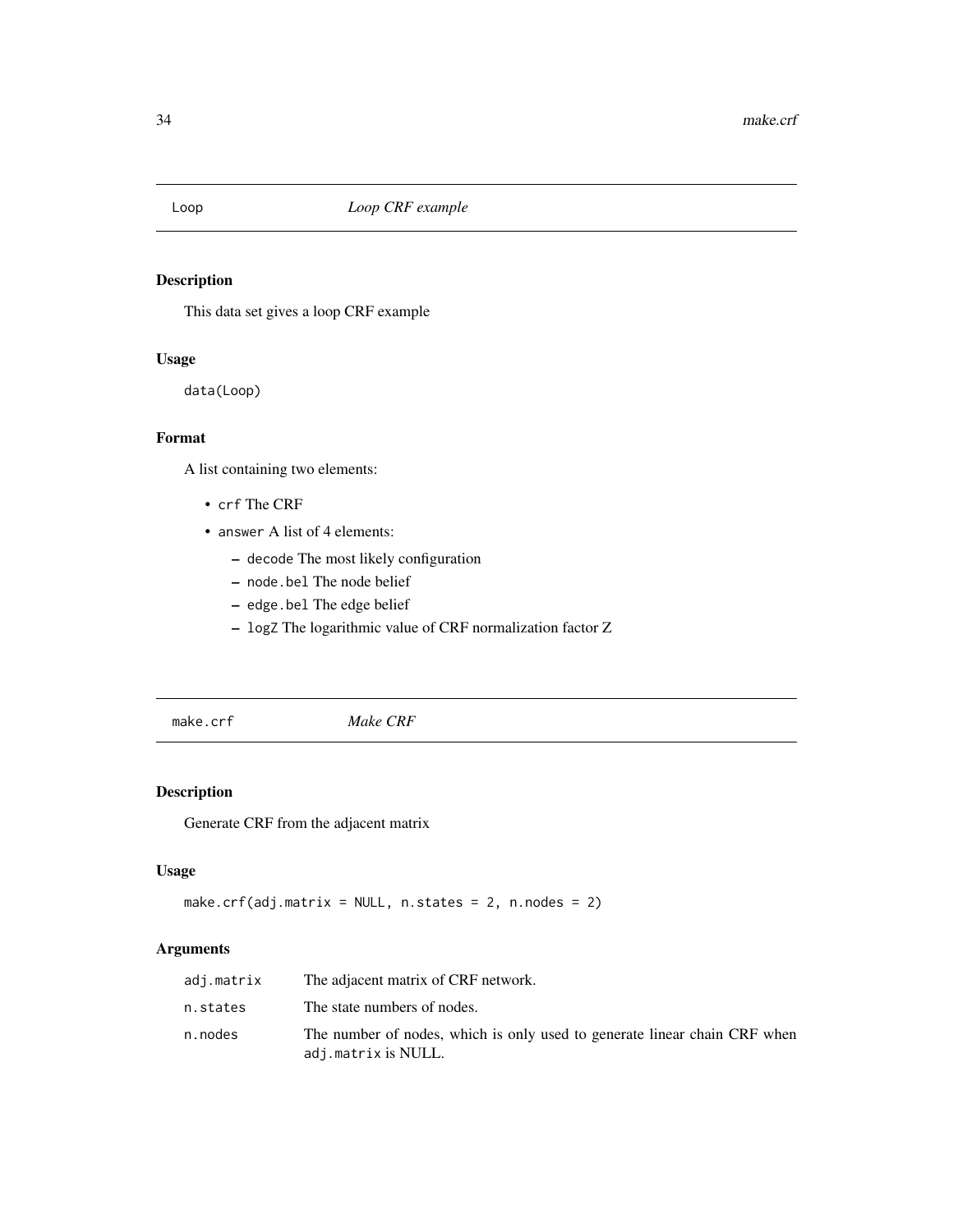## Loop *Loop CRF example*

### Description

This data set gives a loop CRF example

### Usage

```
data(Loop)
```

### Format

A list containing two elements:

- `crf` The CRF
- `answer` A list of 4 elements:
  - `decode` The most likely configuration
  - `node.bel` The node belief
  - `edge.bel` The edge belief
  - `logZ` The logarithmic value of CRF normalization factor Z

## make.crf *Make CRF*

### Description

Generate CRF from the adjacent matrix

### Usage

```
make.crf(adj.matrix = NULL, n.states = 2, n.nodes = 2)
```

### Arguments

| | |
|---|---|
| `adj.matrix` | The adjacent matrix of CRF network. |
| `n.states` | The state numbers of nodes. |
| `n.nodes` | The number of nodes, which is only used to generate linear chain CRF when `adj.matrix` is NULL. |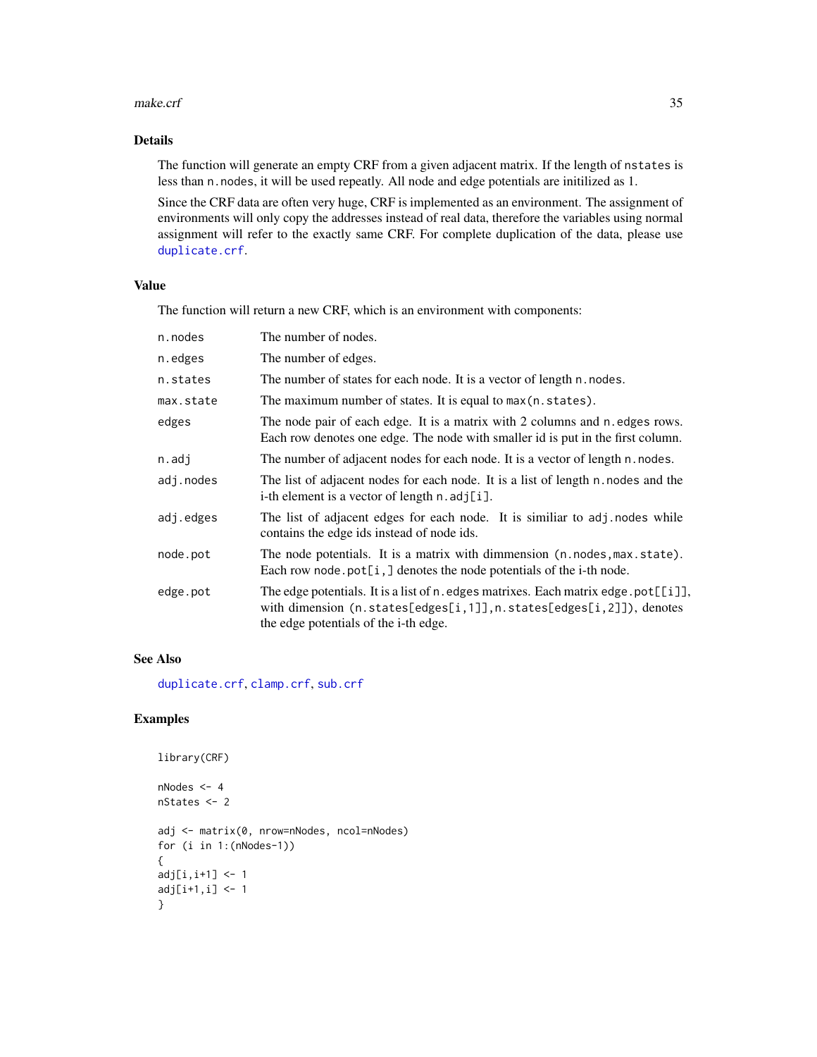## Details

The function will generate an empty CRF from a given adjacent matrix. If the length of `nstates` is less than `n.nodes`, it will be used repeatly. All node and edge potentials are initilized as 1.

Since the CRF data are often very huge, CRF is implemented as an environment. The assignment of environments will only copy the addresses instead of real data, therefore the variables using normal assignment will refer to the exactly same CRF. For complete duplication of the data, please use `duplicate.crf`.

## Value

The function will return a new CRF, which is an environment with components:

| | |
|---|---|
| `n.nodes` | The number of nodes. |
| `n.edges` | The number of edges. |
| `n.states` | The number of states for each node. It is a vector of length `n.nodes`. |
| `max.state` | The maximum number of states. It is equal to `max(n.states)`. |
| `edges` | The node pair of each edge. It is a matrix with 2 columns and `n.edges` rows. Each row denotes one edge. The node with smaller id is put in the first column. |
| `n.adj` | The number of adjacent nodes for each node. It is a vector of length `n.nodes`. |
| `adj.nodes` | The list of adjacent nodes for each node. It is a list of length `n.nodes` and the i-th element is a vector of length `n.adj[i]`. |
| `adj.edges` | The list of adjacent edges for each node. It is similiar to `adj.nodes` while contains the edge ids instead of node ids. |
| `node.pot` | The node potentials. It is a matrix with dimmension `(n.nodes,max.state)`. Each row `node.pot[i,]` denotes the node potentials of the i-th node. |
| `edge.pot` | The edge potentials. It is a list of `n.edges` matrixes. Each matrix `edge.pot[[i]]`, with dimension `(n.states[edges[i,1]],n.states[edges[i,2]])`, denotes the edge potentials of the i-th edge. |

## See Also

`duplicate.crf`, `clamp.crf`, `sub.crf`

## Examples

```
library(CRF)

nNodes <- 4
nStates <- 2

adj <- matrix(0, nrow=nNodes, ncol=nNodes)
for (i in 1:(nNodes-1))
{
adj[i,i+1] <- 1
adj[i+1,i] <- 1
}
```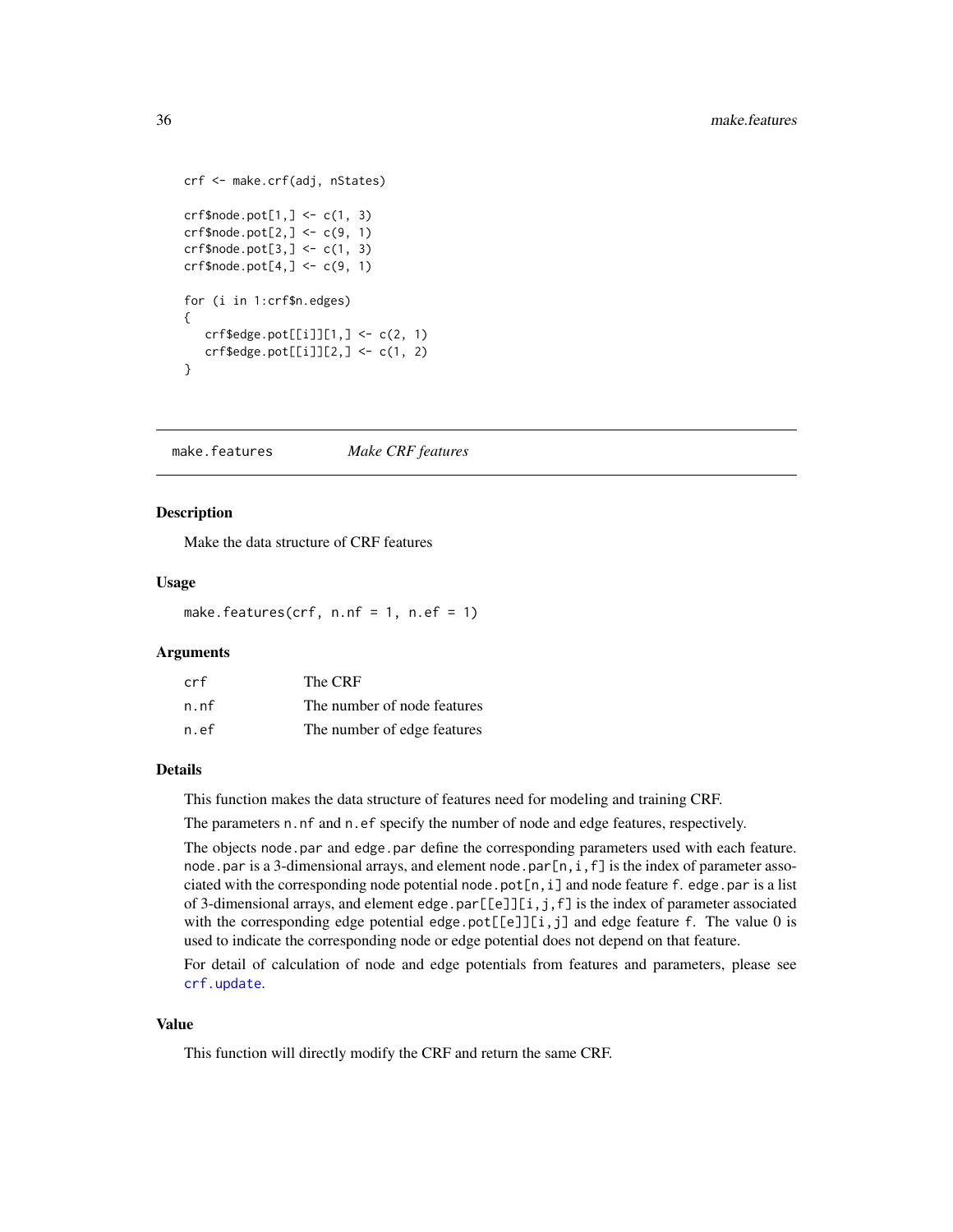```
crf <- make.crf(adj, nStates)

crf$node.pot[1,] <- c(1, 3)
crf$node.pot[2,] <- c(9, 1)
crf$node.pot[3,] <- c(1, 3)
crf$node.pot[4,] <- c(9, 1)

for (i in 1:crf$n.edges)
{
   crf$edge.pot[[i]][1,] <- c(2, 1)
   crf$edge.pot[[i]][2,] <- c(1, 2)
}
```

---

## make.features — *Make CRF features*

### Description

Make the data structure of CRF features

### Usage

```
make.features(crf, n.nf = 1, n.ef = 1)
```

### Arguments

| | |
|---|---|
| `crf` | The CRF |
| `n.nf` | The number of node features |
| `n.ef` | The number of edge features |

### Details

This function makes the data structure of features need for modeling and training CRF.

The parameters `n.nf` and `n.ef` specify the number of node and edge features, respectively.

The objects `node.par` and `edge.par` define the corresponding parameters used with each feature. `node.par` is a 3-dimensional arrays, and element `node.par[n,i,f]` is the index of parameter associated with the corresponding node potential `node.pot[n,i]` and node feature `f`. `edge.par` is a list of 3-dimensional arrays, and element `edge.par[[e]][i,j,f]` is the index of parameter associated with the corresponding edge potential `edge.pot[[e]][i,j]` and edge feature `f`. The value 0 is used to indicate the corresponding node or edge potential does not depend on that feature.

For detail of calculation of node and edge potentials from features and parameters, please see `crf.update`.

### Value

This function will directly modify the CRF and return the same CRF.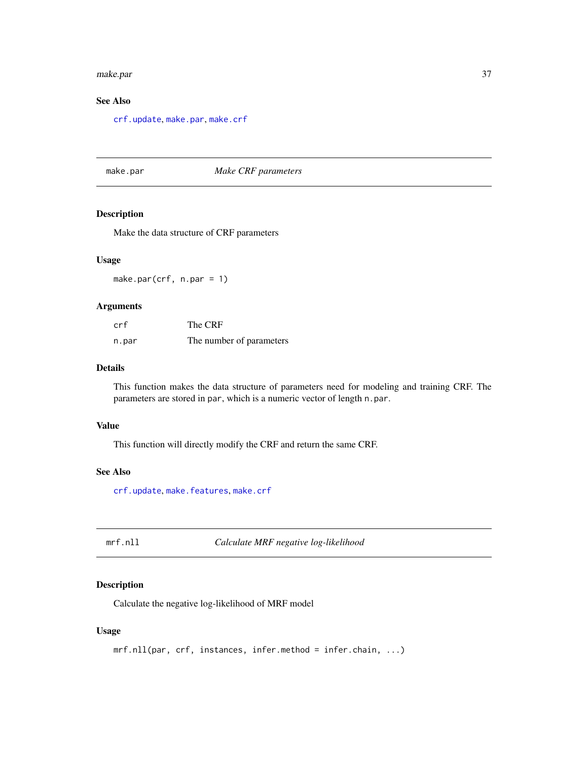### See Also

crf.update, make.par, make.crf

---

## make.par — *Make CRF parameters*

### Description

Make the data structure of CRF parameters

### Usage

```
make.par(crf, n.par = 1)
```

### Arguments

| | |
|---|---|
| crf | The CRF |
| n.par | The number of parameters |

### Details

This function makes the data structure of parameters need for modeling and training CRF. The parameters are stored in `par`, which is a numeric vector of length `n.par`.

### Value

This function will directly modify the CRF and return the same CRF.

### See Also

crf.update, make.features, make.crf

---

## mrf.nll — *Calculate MRF negative log-likelihood*

### Description

Calculate the negative log-likelihood of MRF model

### Usage

```
mrf.nll(par, crf, instances, infer.method = infer.chain, ...)
```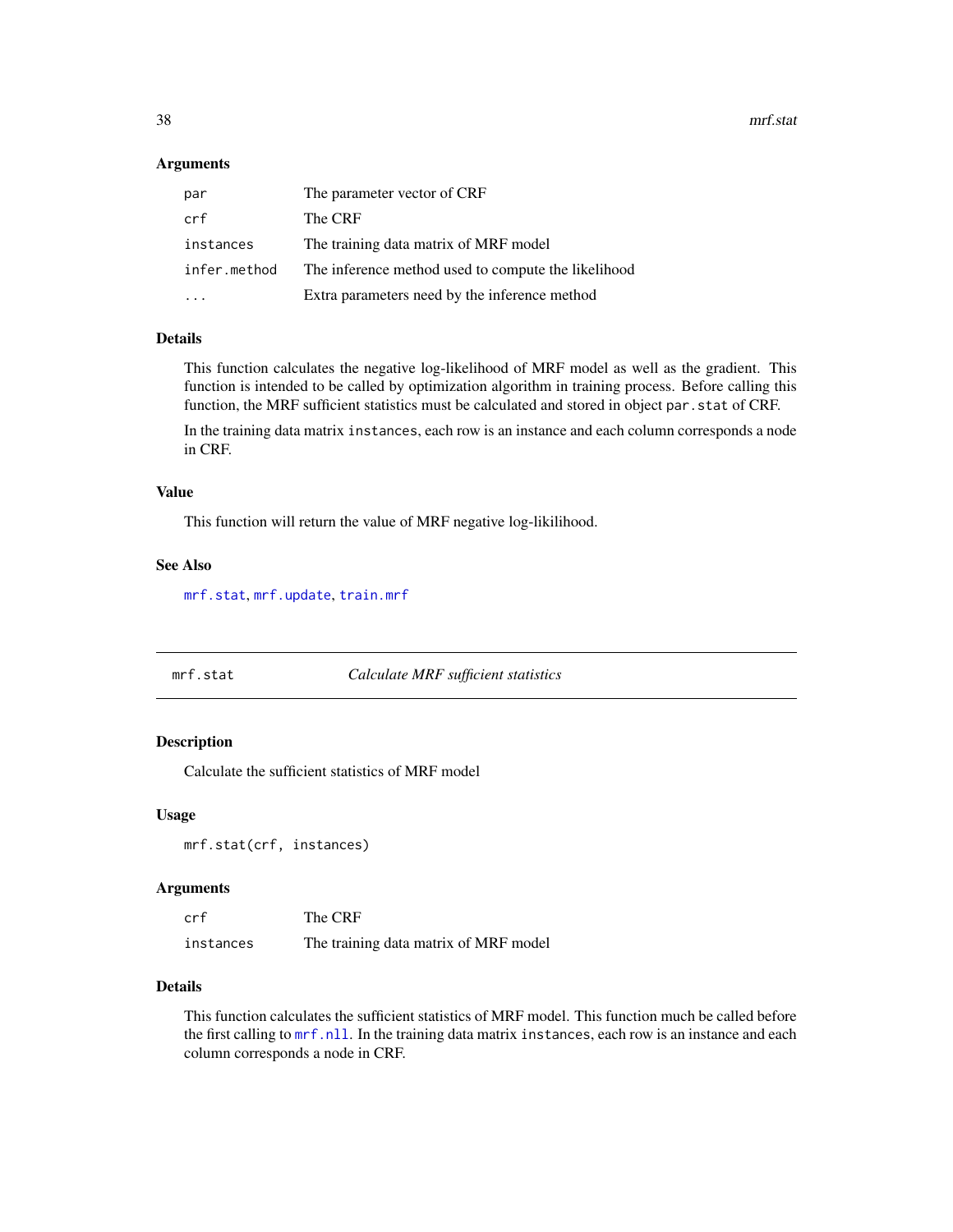### Arguments

| | |
|---|---|
| `par` | The parameter vector of CRF |
| `crf` | The CRF |
| `instances` | The training data matrix of MRF model |
| `infer.method` | The inference method used to compute the likelihood |
| `...` | Extra parameters need by the inference method |

### Details

This function calculates the negative log-likelihood of MRF model as well as the gradient. This function is intended to be called by optimization algorithm in training process. Before calling this function, the MRF sufficient statistics must be calculated and stored in object `par.stat` of CRF.

In the training data matrix `instances`, each row is an instance and each column corresponds a node in CRF.

### Value

This function will return the value of MRF negative log-likilihood.

### See Also

`mrf.stat`, `mrf.update`, `train.mrf`

---

## mrf.stat — *Calculate MRF sufficient statistics*

### Description

Calculate the sufficient statistics of MRF model

### Usage

```
mrf.stat(crf, instances)
```

### Arguments

| | |
|---|---|
| `crf` | The CRF |
| `instances` | The training data matrix of MRF model |

### Details

This function calculates the sufficient statistics of MRF model. This function much be called before the first calling to `mrf.nll`. In the training data matrix `instances`, each row is an instance and each column corresponds a node in CRF.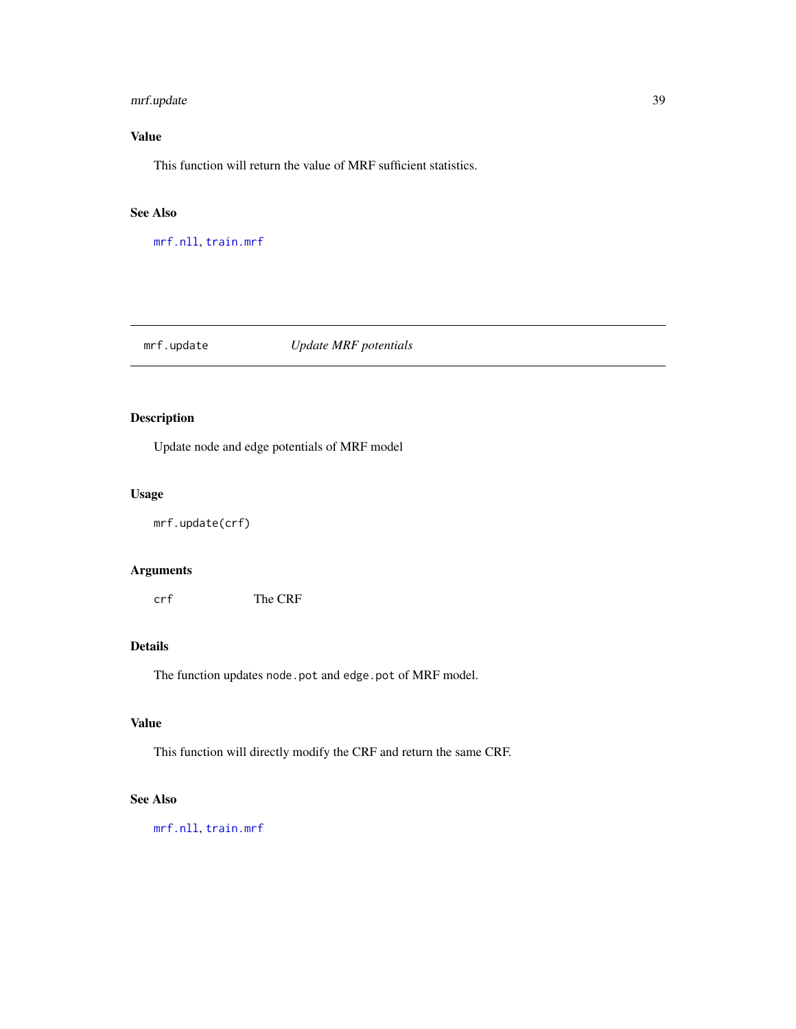### Value

This function will return the value of MRF sufficient statistics.

### See Also

mrf.nll, train.mrf

---

## mrf.update — *Update MRF potentials*

---

### Description

Update node and edge potentials of MRF model

### Usage

```
mrf.update(crf)
```

### Arguments

| | |
|---|---|
| crf | The CRF |

### Details

The function updates `node.pot` and `edge.pot` of MRF model.

### Value

This function will directly modify the CRF and return the same CRF.

### See Also

mrf.nll, train.mrf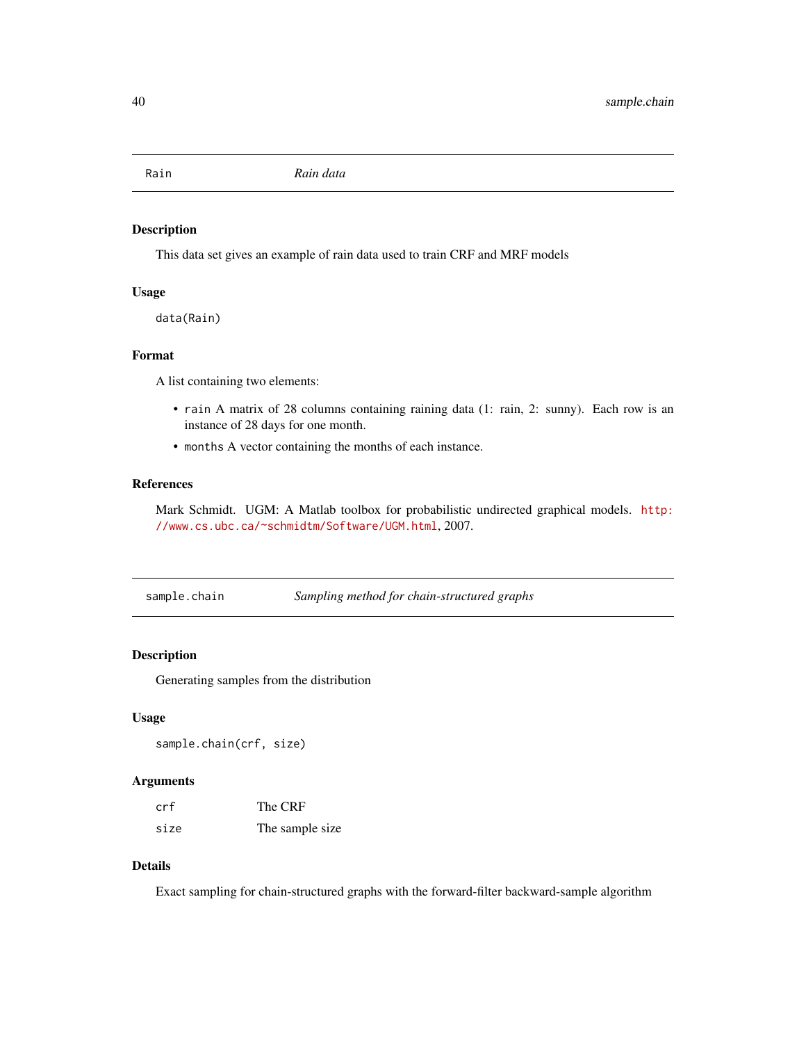## Rain — *Rain data*

### Description

This data set gives an example of rain data used to train CRF and MRF models

### Usage

```
data(Rain)
```

### Format

A list containing two elements:

- `rain` A matrix of 28 columns containing raining data (1: rain, 2: sunny). Each row is an instance of 28 days for one month.
- `months` A vector containing the months of each instance.

### References

Mark Schmidt. UGM: A Matlab toolbox for probabilistic undirected graphical models. http://www.cs.ubc.ca/~schmidtm/Software/UGM.html, 2007.

## sample.chain — *Sampling method for chain-structured graphs*

### Description

Generating samples from the distribution

### Usage

```
sample.chain(crf, size)
```

### Arguments

| | |
|---|---|
| `crf` | The CRF |
| `size` | The sample size |

### Details

Exact sampling for chain-structured graphs with the forward-filter backward-sample algorithm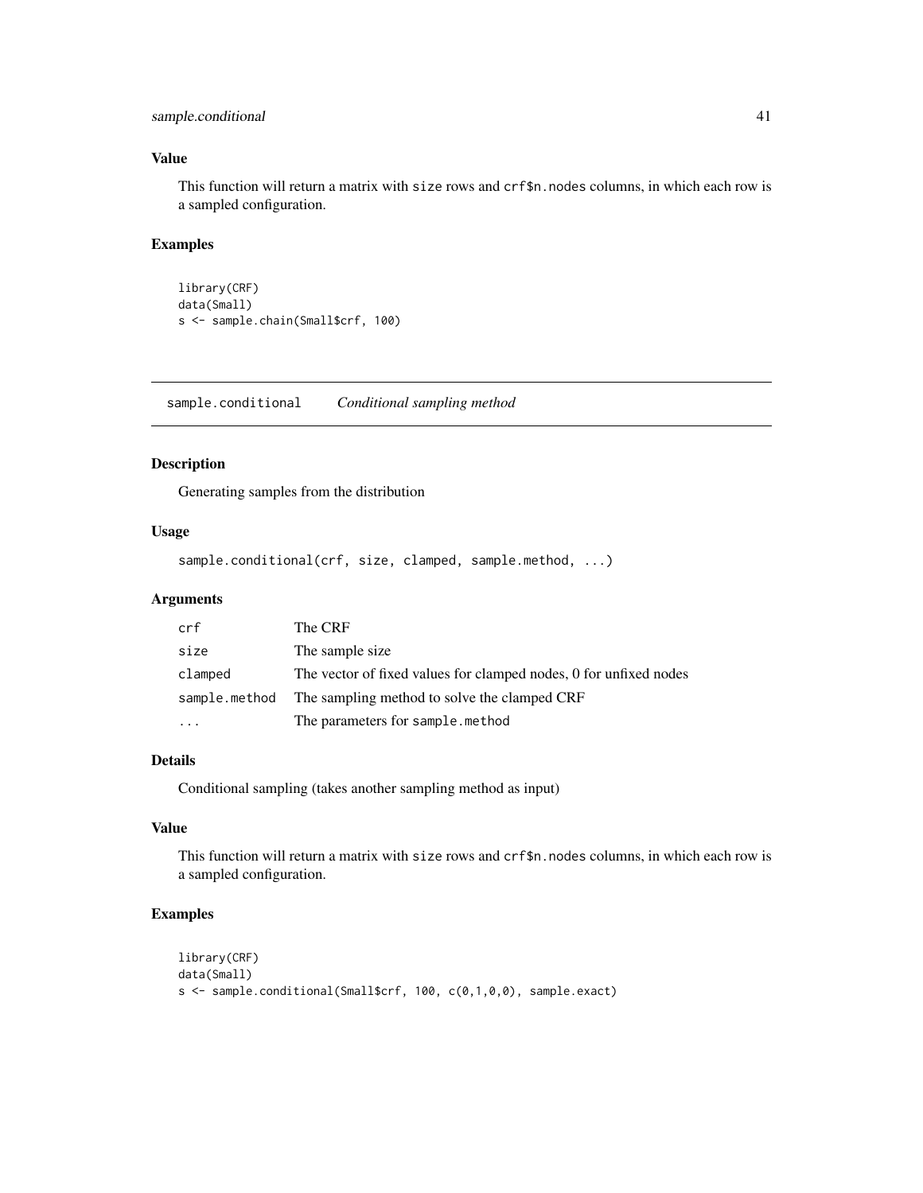### Value

This function will return a matrix with `size` rows and `crf$n.nodes` columns, in which each row is a sampled configuration.

### Examples

```
library(CRF)
data(Small)
s <- sample.chain(Small$crf, 100)
```

---

## sample.conditional    *Conditional sampling method*

### Description

Generating samples from the distribution

### Usage

```
sample.conditional(crf, size, clamped, sample.method, ...)
```

### Arguments

| | |
|---|---|
| crf | The CRF |
| size | The sample size |
| clamped | The vector of fixed values for clamped nodes, 0 for unfixed nodes |
| sample.method | The sampling method to solve the clamped CRF |
| ... | The parameters for `sample.method` |

### Details

Conditional sampling (takes another sampling method as input)

### Value

This function will return a matrix with `size` rows and `crf$n.nodes` columns, in which each row is a sampled configuration.

### Examples

```
library(CRF)
data(Small)
s <- sample.conditional(Small$crf, 100, c(0,1,0,0), sample.exact)
```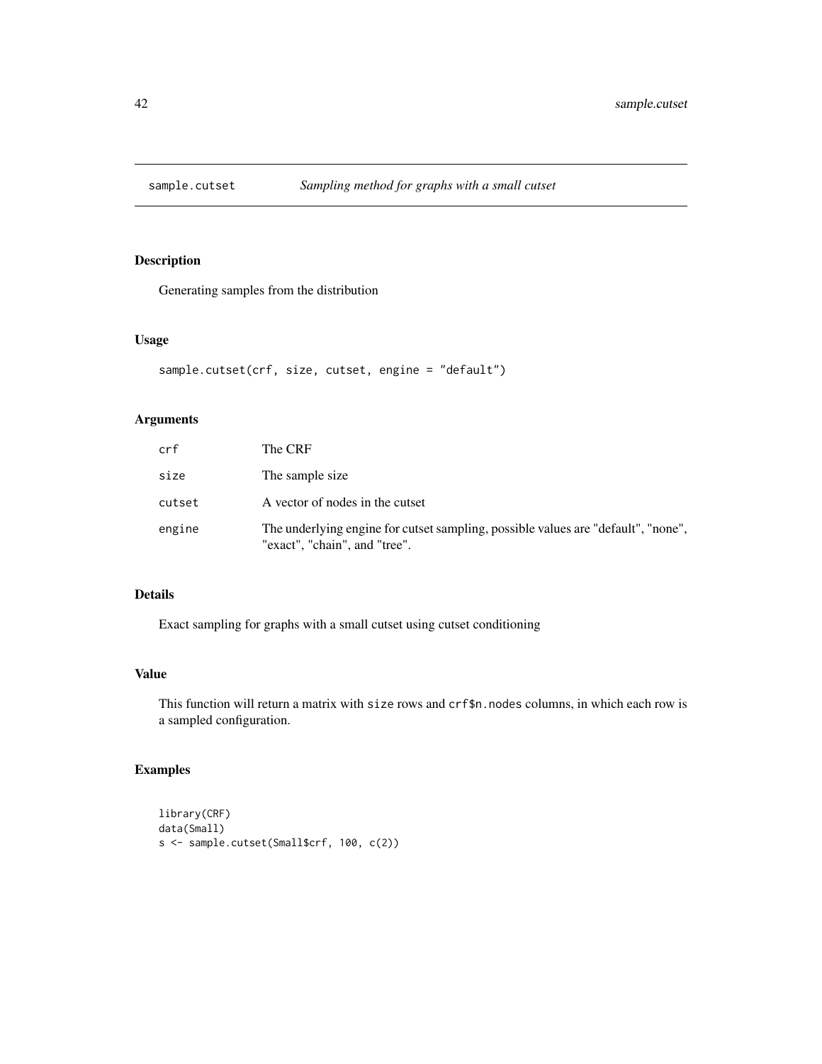# sample.cutset — *Sampling method for graphs with a small cutset*

## Description

Generating samples from the distribution

## Usage

```
sample.cutset(crf, size, cutset, engine = "default")
```

## Arguments

| | |
|---|---|
| crf | The CRF |
| size | The sample size |
| cutset | A vector of nodes in the cutset |
| engine | The underlying engine for cutset sampling, possible values are "default", "none", "exact", "chain", and "tree". |

## Details

Exact sampling for graphs with a small cutset using cutset conditioning

## Value

This function will return a matrix with `size` rows and `crf$n.nodes` columns, in which each row is a sampled configuration.

## Examples

```
library(CRF)
data(Small)
s <- sample.cutset(Small$crf, 100, c(2))
```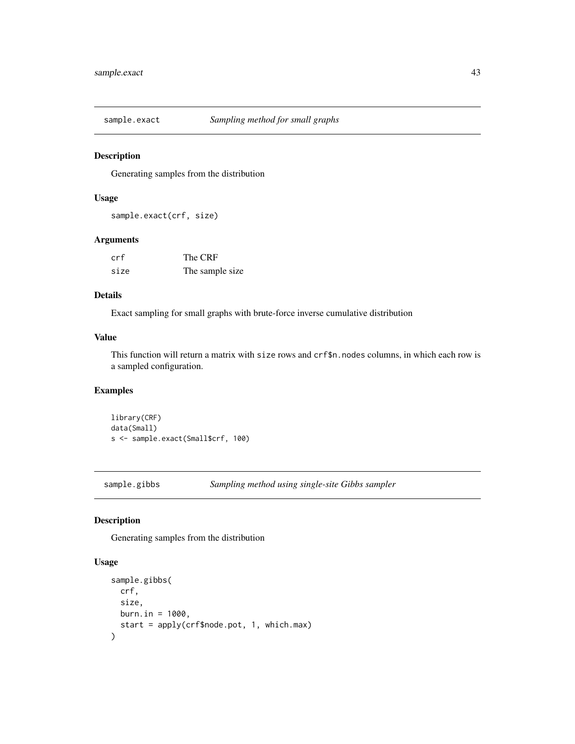## sample.exact *Sampling method for small graphs*

### Description

Generating samples from the distribution

### Usage

```
sample.exact(crf, size)
```

### Arguments

| | |
|---|---|
| crf | The CRF |
| size | The sample size |

### Details

Exact sampling for small graphs with brute-force inverse cumulative distribution

### Value

This function will return a matrix with `size` rows and `crf$n.nodes` columns, in which each row is a sampled configuration.

### Examples

```
library(CRF)
data(Small)
s <- sample.exact(Small$crf, 100)
```

## sample.gibbs *Sampling method using single-site Gibbs sampler*

### Description

Generating samples from the distribution

### Usage

```
sample.gibbs(
  crf,
  size,
  burn.in = 1000,
  start = apply(crf$node.pot, 1, which.max)
)
```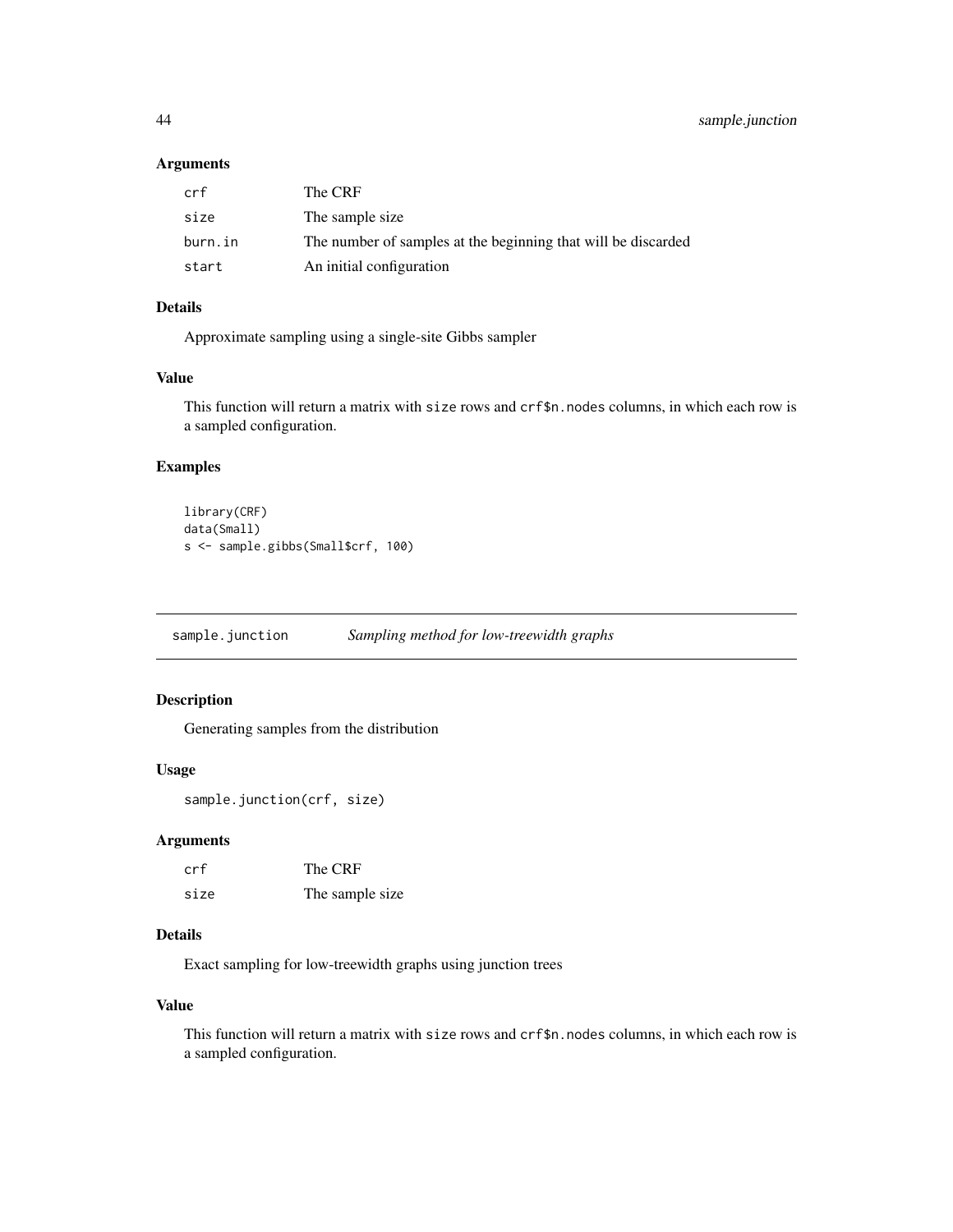## Arguments

| | |
|---|---|
| crf | The CRF |
| size | The sample size |
| burn.in | The number of samples at the beginning that will be discarded |
| start | An initial configuration |

## Details

Approximate sampling using a single-site Gibbs sampler

## Value

This function will return a matrix with `size` rows and `crf$n.nodes` columns, in which each row is a sampled configuration.

## Examples

```
library(CRF)
data(Small)
s <- sample.gibbs(Small$crf, 100)
```

---

# sample.junction — *Sampling method for low-treewidth graphs*

---

## Description

Generating samples from the distribution

## Usage

```
sample.junction(crf, size)
```

## Arguments

| | |
|---|---|
| crf | The CRF |
| size | The sample size |

## Details

Exact sampling for low-treewidth graphs using junction trees

## Value

This function will return a matrix with `size` rows and `crf$n.nodes` columns, in which each row is a sampled configuration.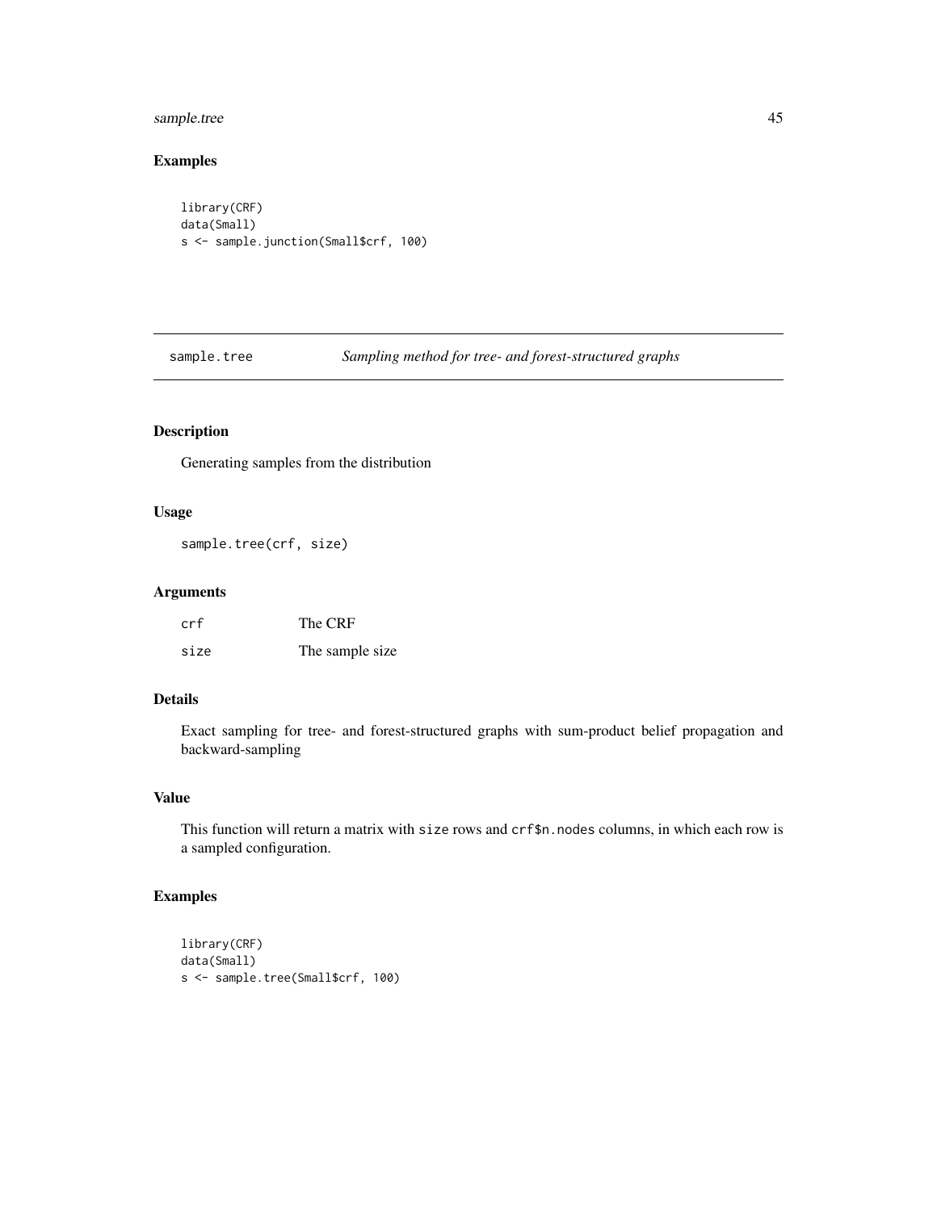## Examples

```
library(CRF)
data(Small)
s <- sample.junction(Small$crf, 100)
```

---

# sample.tree *Sampling method for tree- and forest-structured graphs*

---

## Description

Generating samples from the distribution

## Usage

```
sample.tree(crf, size)
```

## Arguments

| | |
|---|---|
| crf | The CRF |
| size | The sample size |

## Details

Exact sampling for tree- and forest-structured graphs with sum-product belief propagation and backward-sampling

## Value

This function will return a matrix with `size` rows and `crf$n.nodes` columns, in which each row is a sampled configuration.

## Examples

```
library(CRF)
data(Small)
s <- sample.tree(Small$crf, 100)
```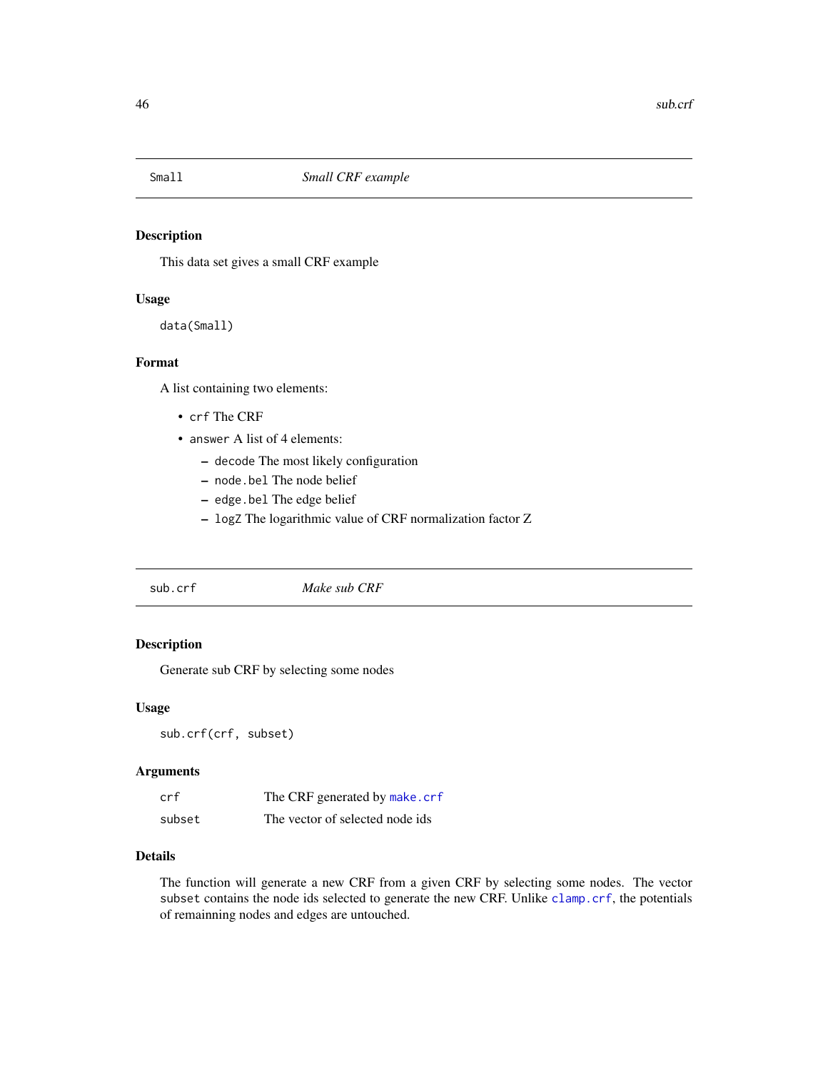## Small — *Small CRF example*

### Description

This data set gives a small CRF example

### Usage

```
data(Small)
```

### Format

A list containing two elements:

- `crf` The CRF
- `answer` A list of 4 elements:
  - `decode` The most likely configuration
  - `node.bel` The node belief
  - `edge.bel` The edge belief
  - `logZ` The logarithmic value of CRF normalization factor Z

## sub.crf — *Make sub CRF*

### Description

Generate sub CRF by selecting some nodes

### Usage

```
sub.crf(crf, subset)
```

### Arguments

| | |
|---|---|
| `crf` | The CRF generated by `make.crf` |
| `subset` | The vector of selected node ids |

### Details

The function will generate a new CRF from a given CRF by selecting some nodes. The vector `subset` contains the node ids selected to generate the new CRF. Unlike `clamp.crf`, the potentials of remainning nodes and edges are untouched.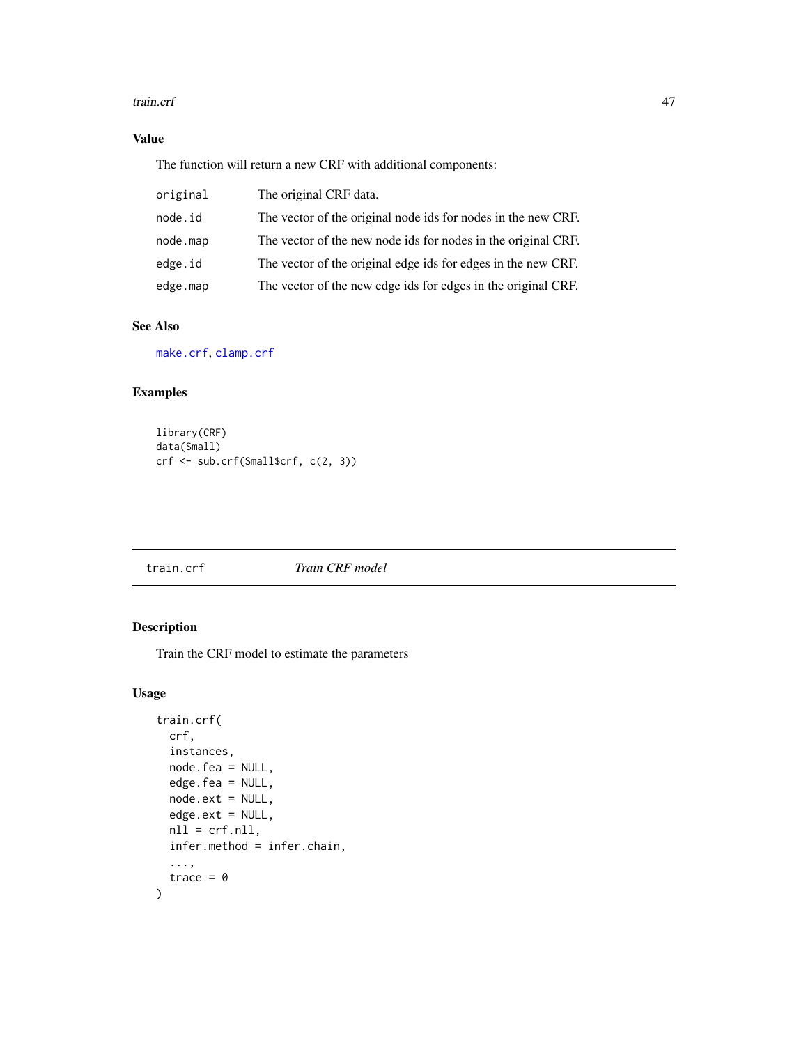### Value

The function will return a new CRF with additional components:

| | |
|---|---|
| `original` | The original CRF data. |
| `node.id` | The vector of the original node ids for nodes in the new CRF. |
| `node.map` | The vector of the new node ids for nodes in the original CRF. |
| `edge.id` | The vector of the original edge ids for edges in the new CRF. |
| `edge.map` | The vector of the new edge ids for edges in the original CRF. |

### See Also

`make.crf`, `clamp.crf`

### Examples

```
library(CRF)
data(Small)
crf <- sub.crf(Small$crf, c(2, 3))
```

---

## `train.crf` *Train CRF model*

---

### Description

Train the CRF model to estimate the parameters

### Usage

```
train.crf(
  crf,
  instances,
  node.fea = NULL,
  edge.fea = NULL,
  node.ext = NULL,
  edge.ext = NULL,
  nll = crf.nll,
  infer.method = infer.chain,
  ...,
  trace = 0
)
```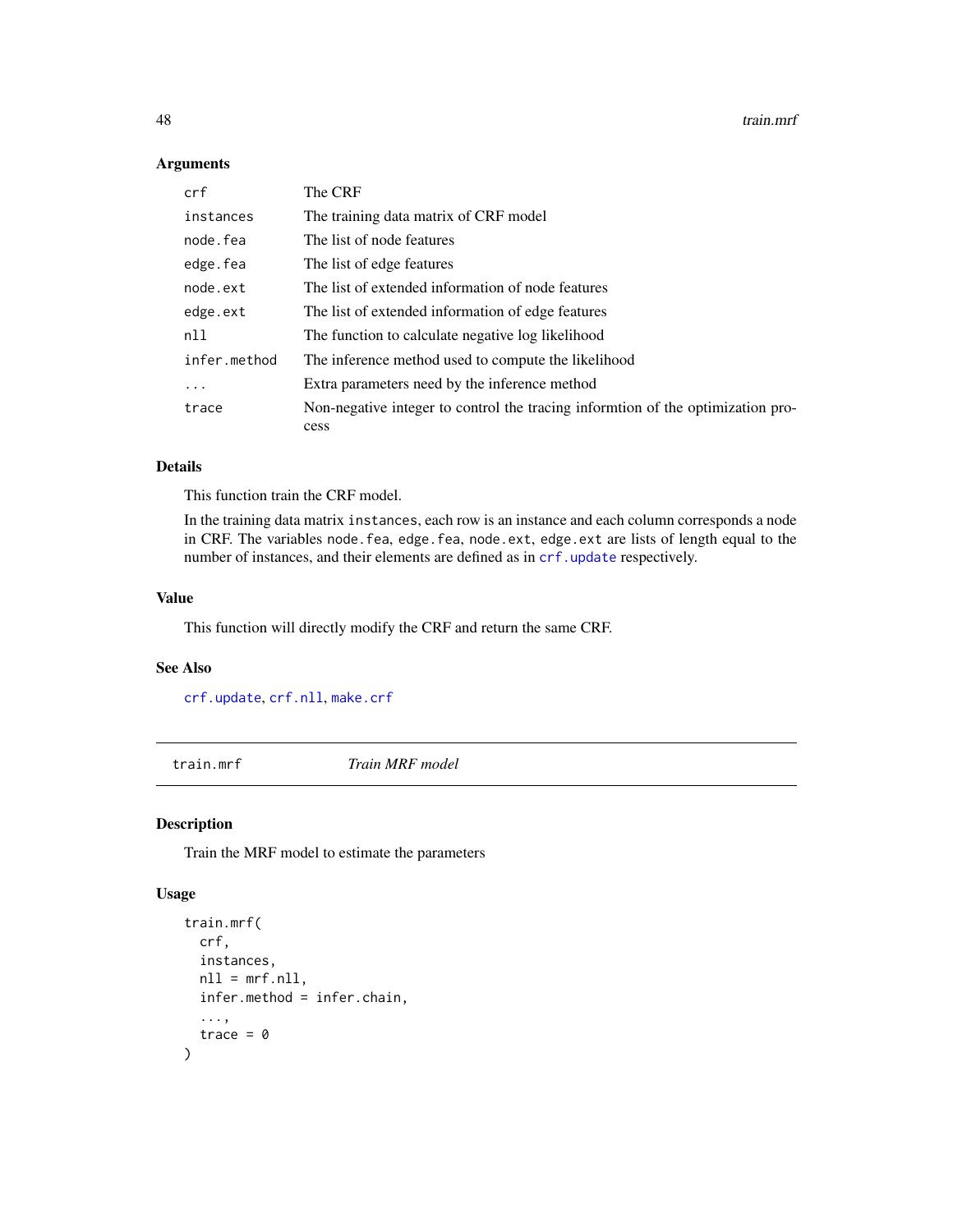### Arguments

| | |
|---|---|
| crf | The CRF |
| instances | The training data matrix of CRF model |
| node.fea | The list of node features |
| edge.fea | The list of edge features |
| node.ext | The list of extended information of node features |
| edge.ext | The list of extended information of edge features |
| nll | The function to calculate negative log likelihood |
| infer.method | The inference method used to compute the likelihood |
| ... | Extra parameters need by the inference method |
| trace | Non-negative integer to control the tracing informtion of the optimization process |

### Details

This function train the CRF model.

In the training data matrix `instances`, each row is an instance and each column corresponds a node in CRF. The variables `node.fea`, `edge.fea`, `node.ext`, `edge.ext` are lists of length equal to the number of instances, and their elements are defined as in `crf.update` respectively.

### Value

This function will directly modify the CRF and return the same CRF.

### See Also

`crf.update`, `crf.nll`, `make.crf`

---

## train.mrf *Train MRF model*

### Description

Train the MRF model to estimate the parameters

### Usage

```
train.mrf(
  crf,
  instances,
  nll = mrf.nll,
  infer.method = infer.chain,
  ...,
  trace = 0
)
```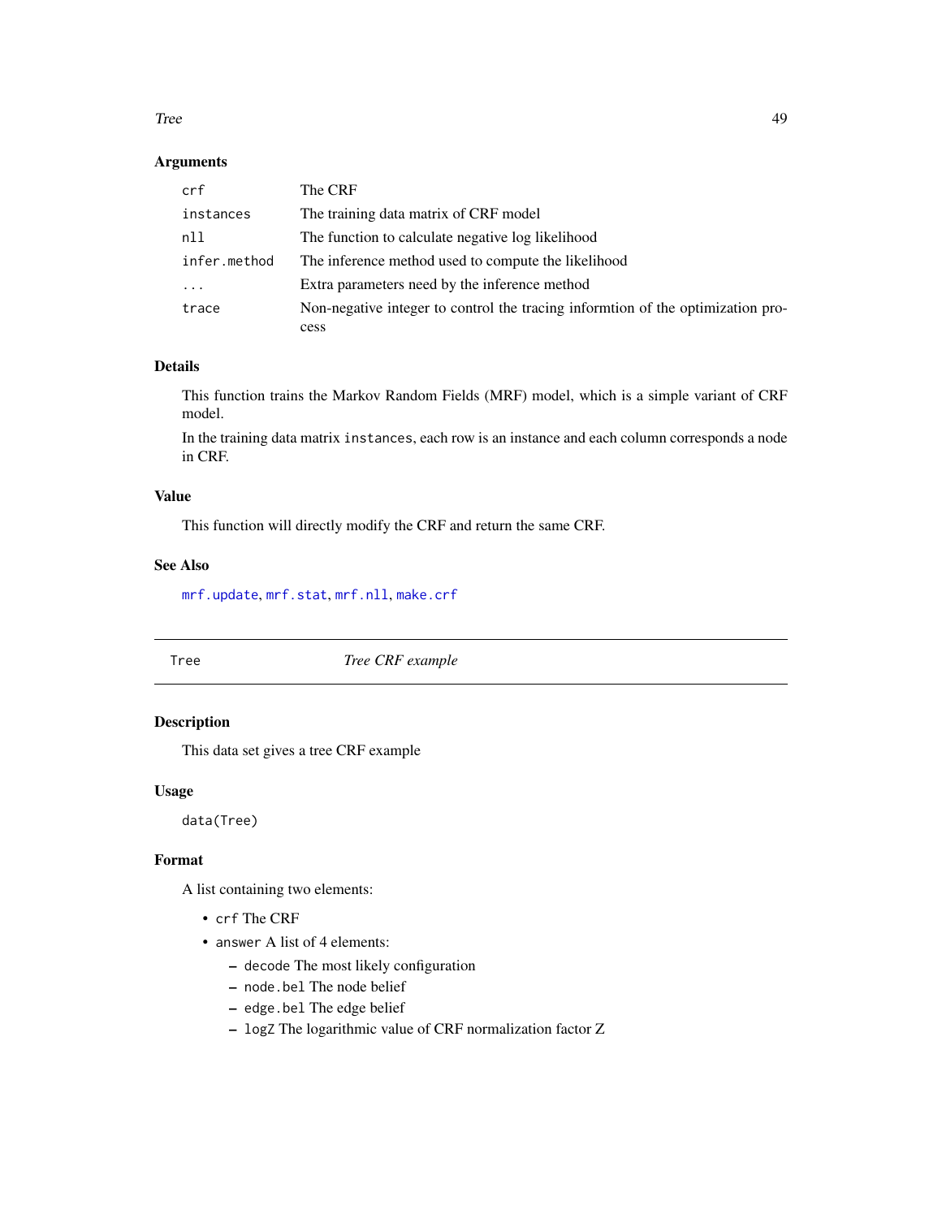### Arguments

| | |
|---|---|
| `crf` | The CRF |
| `instances` | The training data matrix of CRF model |
| `nll` | The function to calculate negative log likelihood |
| `infer.method` | The inference method used to compute the likelihood |
| `...` | Extra parameters need by the inference method |
| `trace` | Non-negative integer to control the tracing informtion of the optimization process |

### Details

This function trains the Markov Random Fields (MRF) model, which is a simple variant of CRF model.

In the training data matrix `instances`, each row is an instance and each column corresponds a node in CRF.

### Value

This function will directly modify the CRF and return the same CRF.

### See Also

`mrf.update`, `mrf.stat`, `mrf.nll`, `make.crf`

---

## Tree — *Tree CRF example*

---

### Description

This data set gives a tree CRF example

### Usage

```
data(Tree)
```

### Format

A list containing two elements:

- `crf` The CRF
- `answer` A list of 4 elements:
  - `decode` The most likely configuration
  - `node.bel` The node belief
  - `edge.bel` The edge belief
  - `logZ` The logarithmic value of CRF normalization factor Z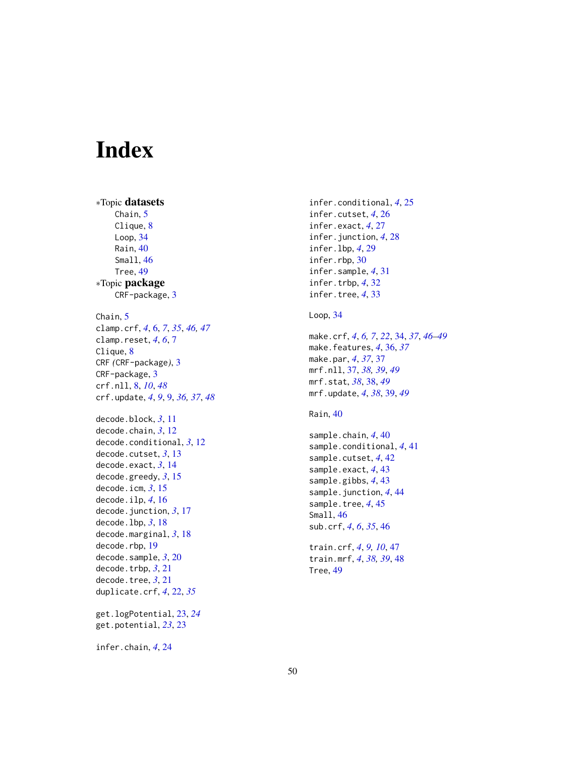# Index

∗Topic **datasets**

Chain, 5
Clique, 8
Loop, 34
Rain, 40
Small, 46
Tree, 49

∗Topic **package**

CRF-package, 3

Chain, 5
clamp.crf, *4*, 6, *7*, *35*, *46*, *47*
clamp.reset, *4*, *6*, 7
Clique, 8
CRF *(*CRF-package*)*, 3
CRF-package, 3
crf.nll, 8, *10*, *48*
crf.update, *4*, *9*, 9, *36*, *37*, *48*

decode.block, *3*, 11
decode.chain, *3*, 12
decode.conditional, *3*, 12
decode.cutset, *3*, 13
decode.exact, *3*, 14
decode.greedy, *3*, 15
decode.icm, *3*, 15
decode.ilp, *4*, 16
decode.junction, *3*, 17
decode.lbp, *3*, 18
decode.marginal, *3*, 18
decode.rbp, 19
decode.sample, *3*, 20
decode.trbp, *3*, 21
decode.tree, *3*, 21
duplicate.crf, *4*, 22, *35*

get.logPotential, 23, *24*
get.potential, *23*, 23

infer.chain, *4*, 24
infer.conditional, *4*, 25
infer.cutset, *4*, 26
infer.exact, *4*, 27
infer.junction, *4*, 28
infer.lbp, *4*, 29
infer.rbp, 30
infer.sample, *4*, 31
infer.trbp, *4*, 32
infer.tree, *4*, 33

Loop, 34

make.crf, *4*, *6*, *7*, *22*, 34, *37*, *46–49*
make.features, *4*, 36, *37*
make.par, *4*, *37*, 37
mrf.nll, 37, *38*, *39*, *49*
mrf.stat, *38*, 38, *49*
mrf.update, *4*, *38*, 39, *49*

Rain, 40

sample.chain, *4*, 40
sample.conditional, *4*, 41
sample.cutset, *4*, 42
sample.exact, *4*, 43
sample.gibbs, *4*, 43
sample.junction, *4*, 44
sample.tree, *4*, 45
Small, 46
sub.crf, *4*, *6*, *35*, 46

train.crf, *4*, *9*, *10*, 47
train.mrf, *4*, *38*, *39*, 48
Tree, 49